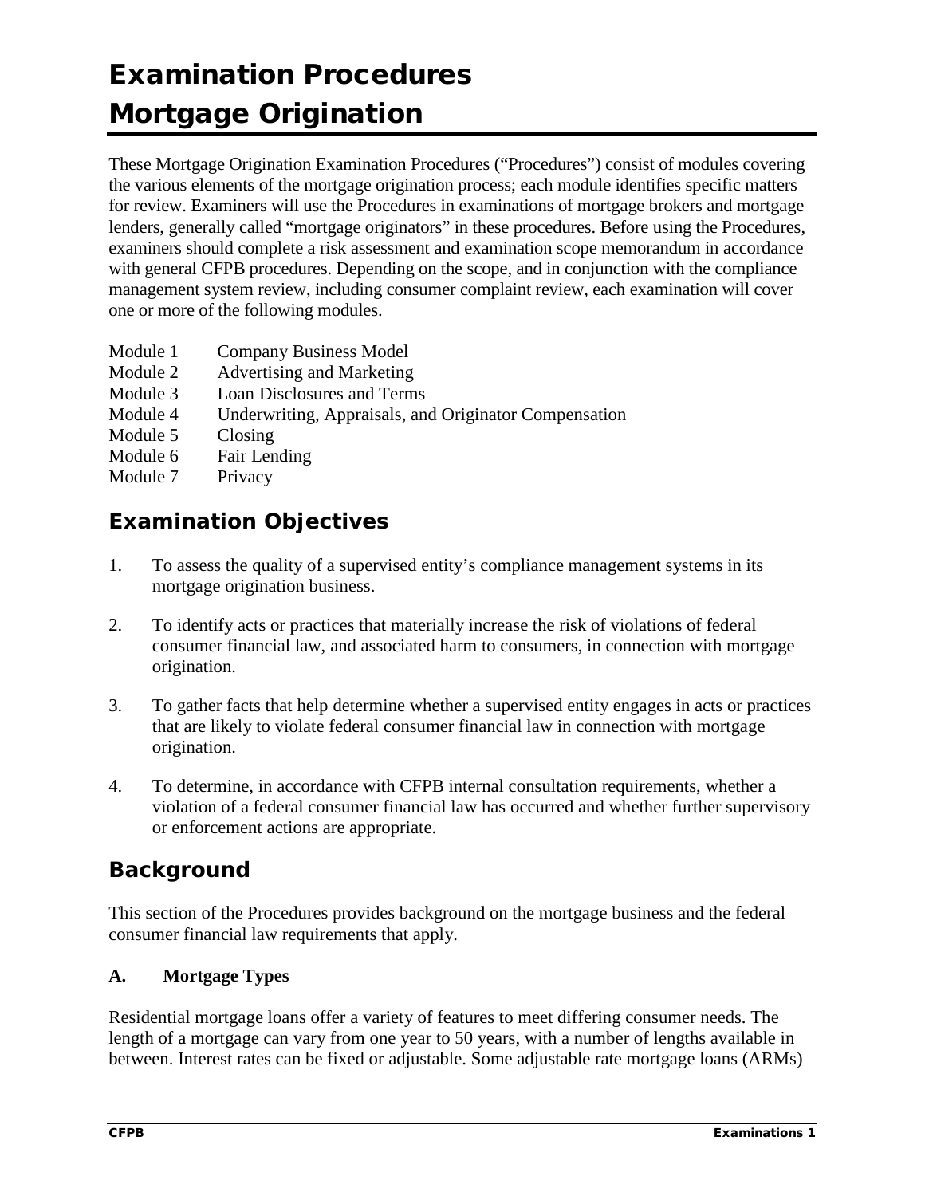# Examination Procedures
# Mortgage Origination

These Mortgage Origination Examination Procedures ("Procedures") consist of modules covering the various elements of the mortgage origination process; each module identifies specific matters for review. Examiners will use the Procedures in examinations of mortgage brokers and mortgage lenders, generally called "mortgage originators" in these procedures. Before using the Procedures, examiners should complete a risk assessment and examination scope memorandum in accordance with general CFPB procedures. Depending on the scope, and in conjunction with the compliance management system review, including consumer complaint review, each examination will cover one or more of the following modules.

Module 1 Company Business Model
Module 2 Advertising and Marketing
Module 3 Loan Disclosures and Terms
Module 4 Underwriting, Appraisals, and Originator Compensation
Module 5 Closing
Module 6 Fair Lending
Module 7 Privacy

## Examination Objectives

1. To assess the quality of a supervised entity's compliance management systems in its mortgage origination business.

2. To identify acts or practices that materially increase the risk of violations of federal consumer financial law, and associated harm to consumers, in connection with mortgage origination.

3. To gather facts that help determine whether a supervised entity engages in acts or practices that are likely to violate federal consumer financial law in connection with mortgage origination.

4. To determine, in accordance with CFPB internal consultation requirements, whether a violation of a federal consumer financial law has occurred and whether further supervisory or enforcement actions are appropriate.

## Background

This section of the Procedures provides background on the mortgage business and the federal consumer financial law requirements that apply.

### A. Mortgage Types

Residential mortgage loans offer a variety of features to meet differing consumer needs. The length of a mortgage can vary from one year to 50 years, with a number of lengths available in between. Interest rates can be fixed or adjustable. Some adjustable rate mortgage loans (ARMs)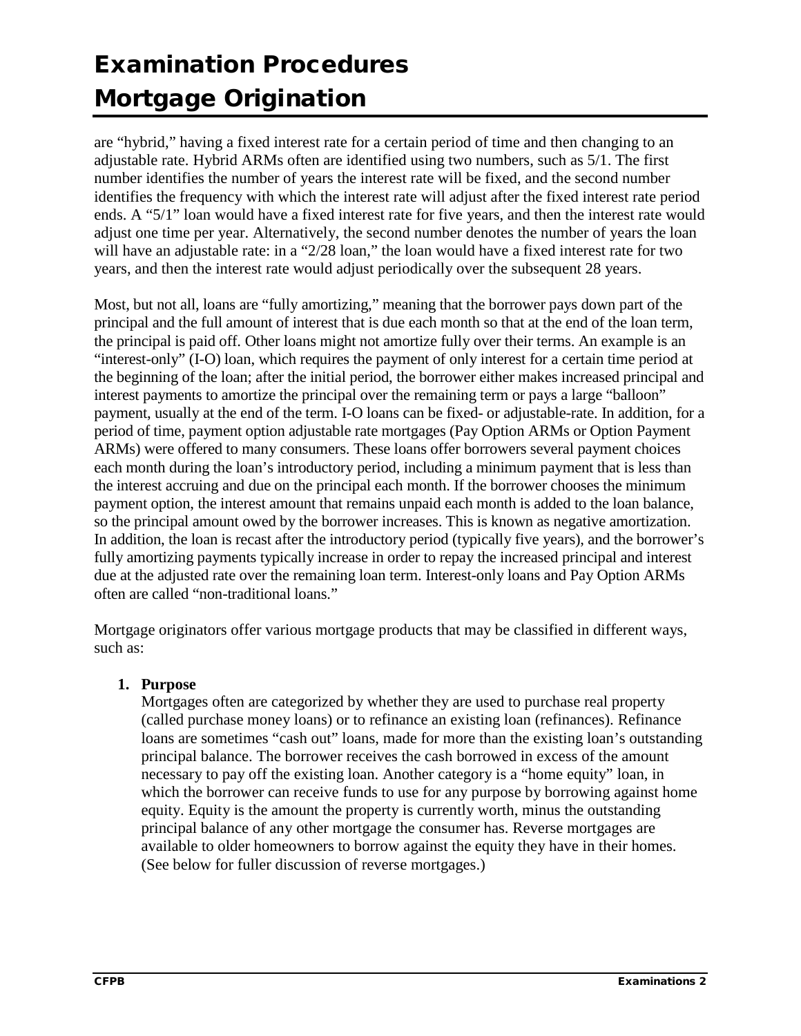are "hybrid," having a fixed interest rate for a certain period of time and then changing to an adjustable rate. Hybrid ARMs often are identified using two numbers, such as 5/1. The first number identifies the number of years the interest rate will be fixed, and the second number identifies the frequency with which the interest rate will adjust after the fixed interest rate period ends. A "5/1" loan would have a fixed interest rate for five years, and then the interest rate would adjust one time per year. Alternatively, the second number denotes the number of years the loan will have an adjustable rate: in a "2/28 loan," the loan would have a fixed interest rate for two years, and then the interest rate would adjust periodically over the subsequent 28 years.

Most, but not all, loans are "fully amortizing," meaning that the borrower pays down part of the principal and the full amount of interest that is due each month so that at the end of the loan term, the principal is paid off. Other loans might not amortize fully over their terms. An example is an "interest-only" (I-O) loan, which requires the payment of only interest for a certain time period at the beginning of the loan; after the initial period, the borrower either makes increased principal and interest payments to amortize the principal over the remaining term or pays a large "balloon" payment, usually at the end of the term. I-O loans can be fixed- or adjustable-rate. In addition, for a period of time, payment option adjustable rate mortgages (Pay Option ARMs or Option Payment ARMs) were offered to many consumers. These loans offer borrowers several payment choices each month during the loan's introductory period, including a minimum payment that is less than the interest accruing and due on the principal each month. If the borrower chooses the minimum payment option, the interest amount that remains unpaid each month is added to the loan balance, so the principal amount owed by the borrower increases. This is known as negative amortization. In addition, the loan is recast after the introductory period (typically five years), and the borrower's fully amortizing payments typically increase in order to repay the increased principal and interest due at the adjusted rate over the remaining loan term. Interest-only loans and Pay Option ARMs often are called "non-traditional loans."

Mortgage originators offer various mortgage products that may be classified in different ways, such as:

1. **Purpose**
   Mortgages often are categorized by whether they are used to purchase real property (called purchase money loans) or to refinance an existing loan (refinances). Refinance loans are sometimes "cash out" loans, made for more than the existing loan's outstanding principal balance. The borrower receives the cash borrowed in excess of the amount necessary to pay off the existing loan. Another category is a "home equity" loan, in which the borrower can receive funds to use for any purpose by borrowing against home equity. Equity is the amount the property is currently worth, minus the outstanding principal balance of any other mortgage the consumer has. Reverse mortgages are available to older homeowners to borrow against the equity they have in their homes. (See below for fuller discussion of reverse mortgages.)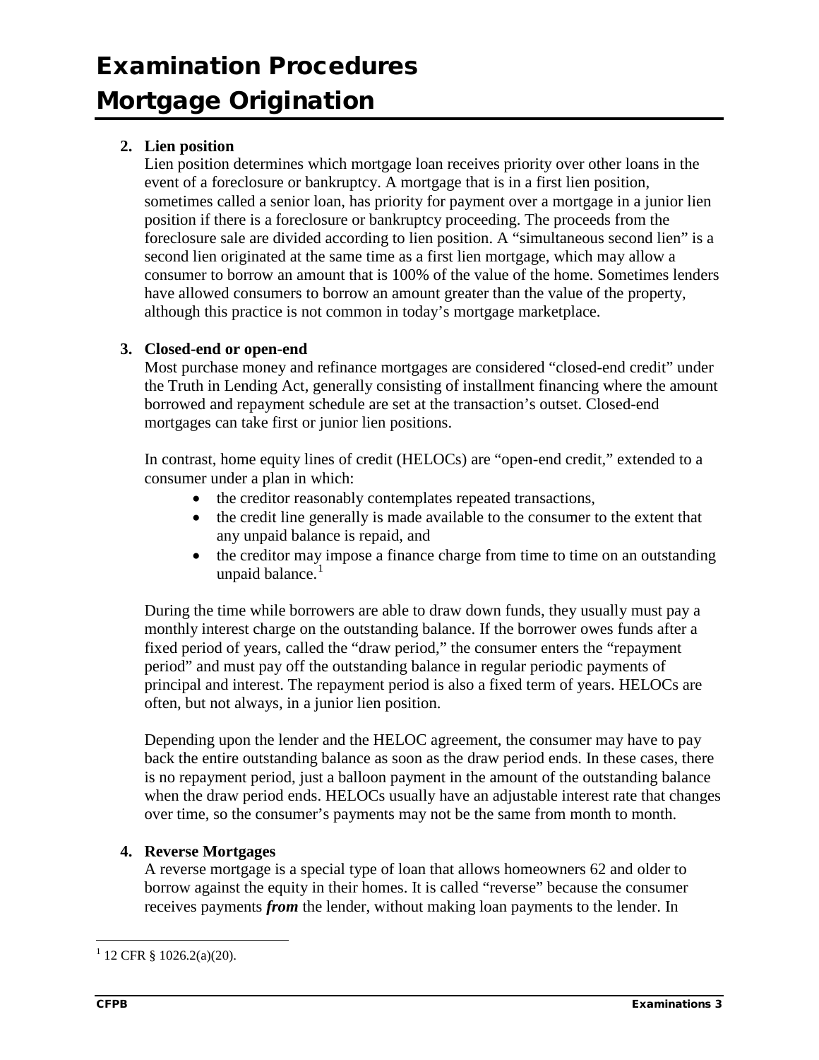**2. Lien position**

Lien position determines which mortgage loan receives priority over other loans in the event of a foreclosure or bankruptcy. A mortgage that is in a first lien position, sometimes called a senior loan, has priority for payment over a mortgage in a junior lien position if there is a foreclosure or bankruptcy proceeding. The proceeds from the foreclosure sale are divided according to lien position. A "simultaneous second lien" is a second lien originated at the same time as a first lien mortgage, which may allow a consumer to borrow an amount that is 100% of the value of the home. Sometimes lenders have allowed consumers to borrow an amount greater than the value of the property, although this practice is not common in today's mortgage marketplace.

**3. Closed-end or open-end**

Most purchase money and refinance mortgages are considered "closed-end credit" under the Truth in Lending Act, generally consisting of installment financing where the amount borrowed and repayment schedule are set at the transaction's outset. Closed-end mortgages can take first or junior lien positions.

In contrast, home equity lines of credit (HELOCs) are "open-end credit," extended to a consumer under a plan in which:

- the creditor reasonably contemplates repeated transactions,
- the credit line generally is made available to the consumer to the extent that any unpaid balance is repaid, and
- the creditor may impose a finance charge from time to time on an outstanding unpaid balance.[1]

During the time while borrowers are able to draw down funds, they usually must pay a monthly interest charge on the outstanding balance. If the borrower owes funds after a fixed period of years, called the "draw period," the consumer enters the "repayment period" and must pay off the outstanding balance in regular periodic payments of principal and interest. The repayment period is also a fixed term of years. HELOCs are often, but not always, in a junior lien position.

Depending upon the lender and the HELOC agreement, the consumer may have to pay back the entire outstanding balance as soon as the draw period ends. In these cases, there is no repayment period, just a balloon payment in the amount of the outstanding balance when the draw period ends. HELOCs usually have an adjustable interest rate that changes over time, so the consumer's payments may not be the same from month to month.

**4. Reverse Mortgages**

A reverse mortgage is a special type of loan that allows homeowners 62 and older to borrow against the equity in their homes. It is called "reverse" because the consumer receives payments ***from*** the lender, without making loan payments to the lender. In

[1] 12 CFR § 1026.2(a)(20).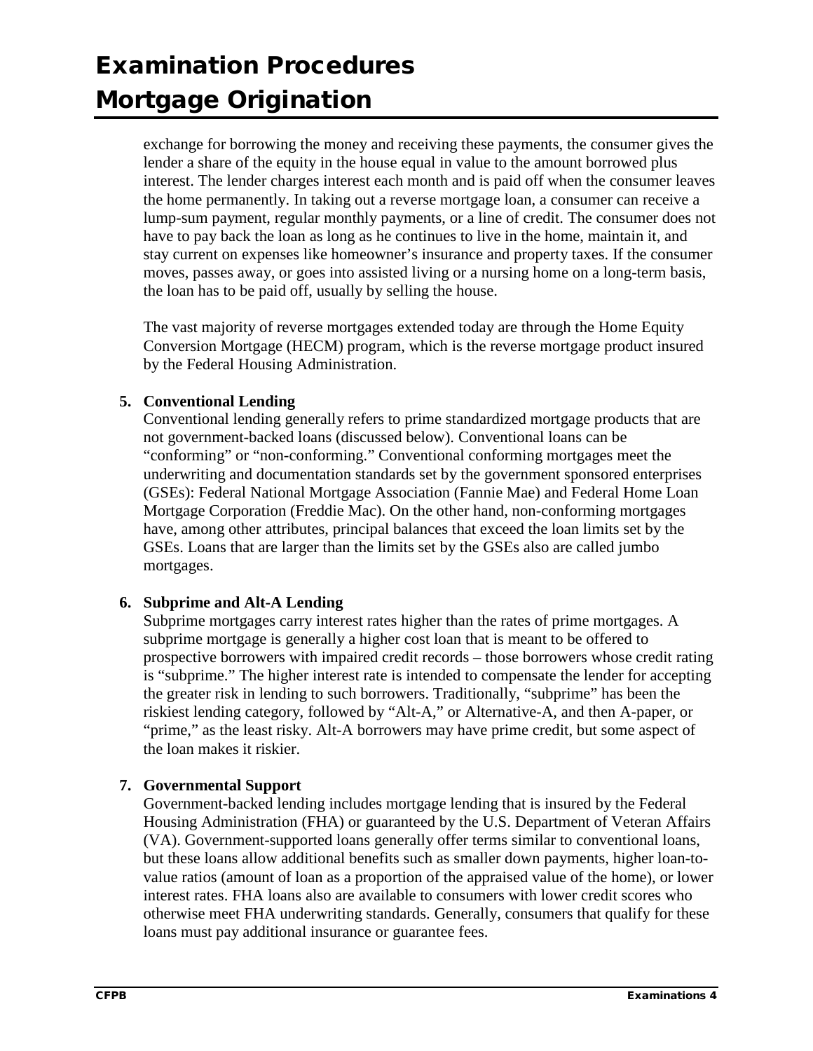exchange for borrowing the money and receiving these payments, the consumer gives the lender a share of the equity in the house equal in value to the amount borrowed plus interest. The lender charges interest each month and is paid off when the consumer leaves the home permanently. In taking out a reverse mortgage loan, a consumer can receive a lump-sum payment, regular monthly payments, or a line of credit. The consumer does not have to pay back the loan as long as he continues to live in the home, maintain it, and stay current on expenses like homeowner's insurance and property taxes. If the consumer moves, passes away, or goes into assisted living or a nursing home on a long-term basis, the loan has to be paid off, usually by selling the house.

The vast majority of reverse mortgages extended today are through the Home Equity Conversion Mortgage (HECM) program, which is the reverse mortgage product insured by the Federal Housing Administration.

**5. Conventional Lending**

Conventional lending generally refers to prime standardized mortgage products that are not government-backed loans (discussed below). Conventional loans can be "conforming" or "non-conforming." Conventional conforming mortgages meet the underwriting and documentation standards set by the government sponsored enterprises (GSEs): Federal National Mortgage Association (Fannie Mae) and Federal Home Loan Mortgage Corporation (Freddie Mac). On the other hand, non-conforming mortgages have, among other attributes, principal balances that exceed the loan limits set by the GSEs. Loans that are larger than the limits set by the GSEs also are called jumbo mortgages.

**6. Subprime and Alt-A Lending**

Subprime mortgages carry interest rates higher than the rates of prime mortgages. A subprime mortgage is generally a higher cost loan that is meant to be offered to prospective borrowers with impaired credit records – those borrowers whose credit rating is "subprime." The higher interest rate is intended to compensate the lender for accepting the greater risk in lending to such borrowers. Traditionally, "subprime" has been the riskiest lending category, followed by "Alt-A," or Alternative-A, and then A-paper, or "prime," as the least risky. Alt-A borrowers may have prime credit, but some aspect of the loan makes it riskier.

**7. Governmental Support**

Government-backed lending includes mortgage lending that is insured by the Federal Housing Administration (FHA) or guaranteed by the U.S. Department of Veteran Affairs (VA). Government-supported loans generally offer terms similar to conventional loans, but these loans allow additional benefits such as smaller down payments, higher loan-to-value ratios (amount of loan as a proportion of the appraised value of the home), or lower interest rates. FHA loans also are available to consumers with lower credit scores who otherwise meet FHA underwriting standards. Generally, consumers that qualify for these loans must pay additional insurance or guarantee fees.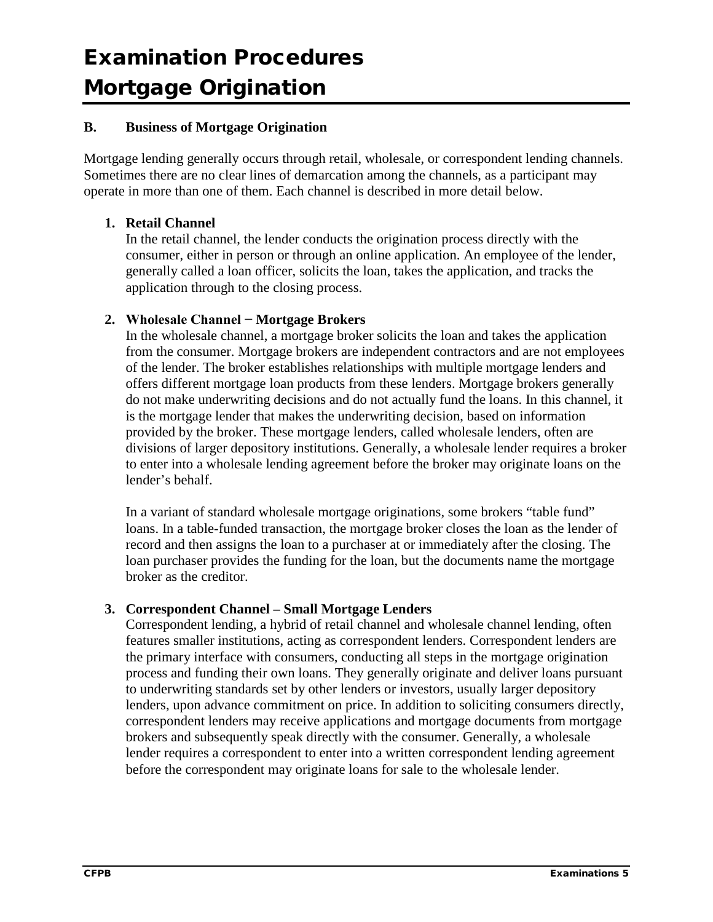# Examination Procedures Mortgage Origination

## B. Business of Mortgage Origination

Mortgage lending generally occurs through retail, wholesale, or correspondent lending channels. Sometimes there are no clear lines of demarcation among the channels, as a participant may operate in more than one of them. Each channel is described in more detail below.

### 1. Retail Channel

In the retail channel, the lender conducts the origination process directly with the consumer, either in person or through an online application. An employee of the lender, generally called a loan officer, solicits the loan, takes the application, and tracks the application through to the closing process.

### 2. Wholesale Channel − Mortgage Brokers

In the wholesale channel, a mortgage broker solicits the loan and takes the application from the consumer. Mortgage brokers are independent contractors and are not employees of the lender. The broker establishes relationships with multiple mortgage lenders and offers different mortgage loan products from these lenders. Mortgage brokers generally do not make underwriting decisions and do not actually fund the loans. In this channel, it is the mortgage lender that makes the underwriting decision, based on information provided by the broker. These mortgage lenders, called wholesale lenders, often are divisions of larger depository institutions. Generally, a wholesale lender requires a broker to enter into a wholesale lending agreement before the broker may originate loans on the lender's behalf.

In a variant of standard wholesale mortgage originations, some brokers "table fund" loans. In a table-funded transaction, the mortgage broker closes the loan as the lender of record and then assigns the loan to a purchaser at or immediately after the closing. The loan purchaser provides the funding for the loan, but the documents name the mortgage broker as the creditor.

### 3. Correspondent Channel – Small Mortgage Lenders

Correspondent lending, a hybrid of retail channel and wholesale channel lending, often features smaller institutions, acting as correspondent lenders. Correspondent lenders are the primary interface with consumers, conducting all steps in the mortgage origination process and funding their own loans. They generally originate and deliver loans pursuant to underwriting standards set by other lenders or investors, usually larger depository lenders, upon advance commitment on price. In addition to soliciting consumers directly, correspondent lenders may receive applications and mortgage documents from mortgage brokers and subsequently speak directly with the consumer. Generally, a wholesale lender requires a correspondent to enter into a written correspondent lending agreement before the correspondent may originate loans for sale to the wholesale lender.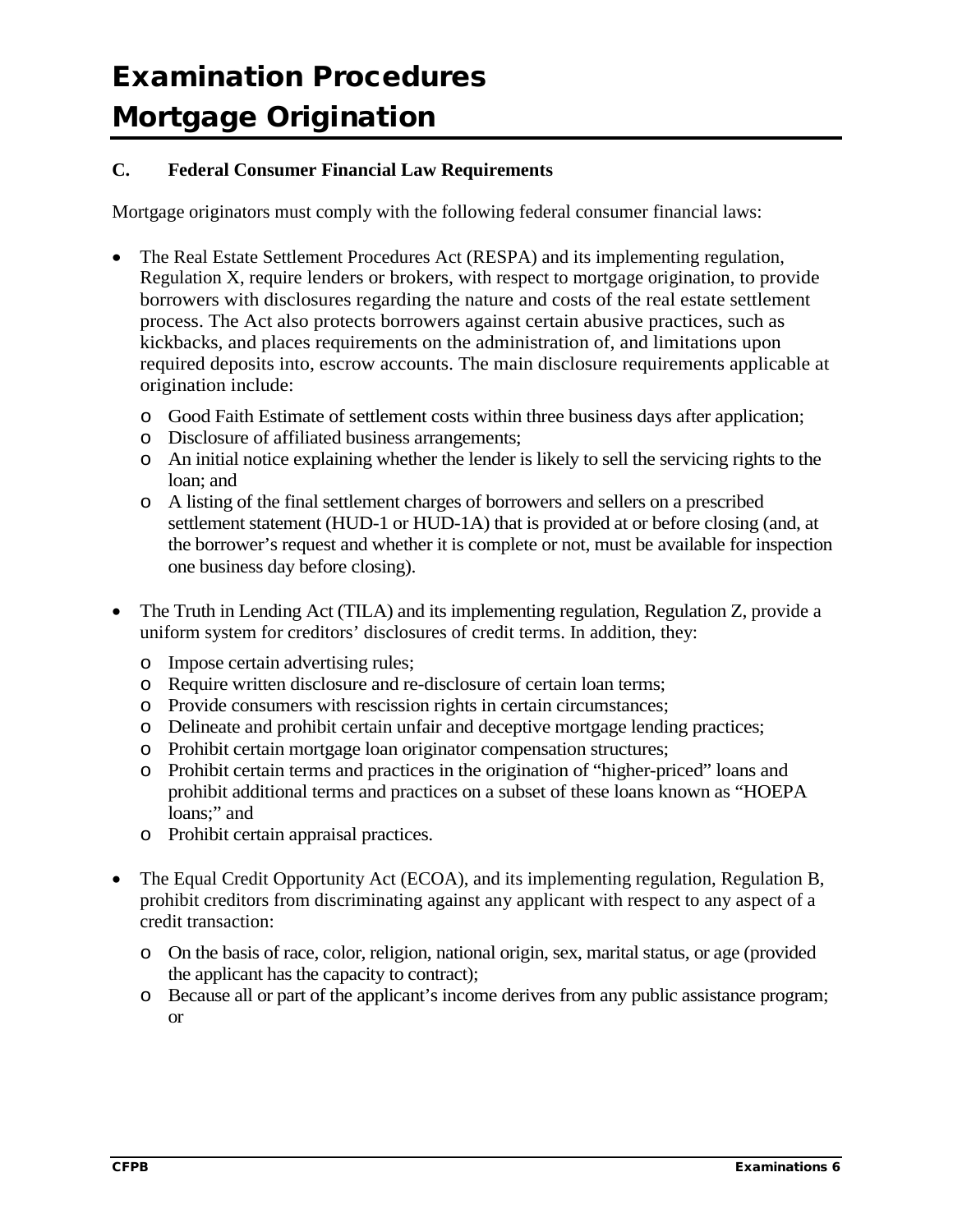# Examination Procedures
# Mortgage Origination

### C. Federal Consumer Financial Law Requirements

Mortgage originators must comply with the following federal consumer financial laws:

- The Real Estate Settlement Procedures Act (RESPA) and its implementing regulation, Regulation X, require lenders or brokers, with respect to mortgage origination, to provide borrowers with disclosures regarding the nature and costs of the real estate settlement process. The Act also protects borrowers against certain abusive practices, such as kickbacks, and places requirements on the administration of, and limitations upon required deposits into, escrow accounts. The main disclosure requirements applicable at origination include:
  - Good Faith Estimate of settlement costs within three business days after application;
  - Disclosure of affiliated business arrangements;
  - An initial notice explaining whether the lender is likely to sell the servicing rights to the loan; and
  - A listing of the final settlement charges of borrowers and sellers on a prescribed settlement statement (HUD-1 or HUD-1A) that is provided at or before closing (and, at the borrower's request and whether it is complete or not, must be available for inspection one business day before closing).

- The Truth in Lending Act (TILA) and its implementing regulation, Regulation Z, provide a uniform system for creditors' disclosures of credit terms. In addition, they:
  - Impose certain advertising rules;
  - Require written disclosure and re-disclosure of certain loan terms;
  - Provide consumers with rescission rights in certain circumstances;
  - Delineate and prohibit certain unfair and deceptive mortgage lending practices;
  - Prohibit certain mortgage loan originator compensation structures;
  - Prohibit certain terms and practices in the origination of "higher-priced" loans and prohibit additional terms and practices on a subset of these loans known as "HOEPA loans;" and
  - Prohibit certain appraisal practices.

- The Equal Credit Opportunity Act (ECOA), and its implementing regulation, Regulation B, prohibit creditors from discriminating against any applicant with respect to any aspect of a credit transaction:
  - On the basis of race, color, religion, national origin, sex, marital status, or age (provided the applicant has the capacity to contract);
  - Because all or part of the applicant's income derives from any public assistance program; or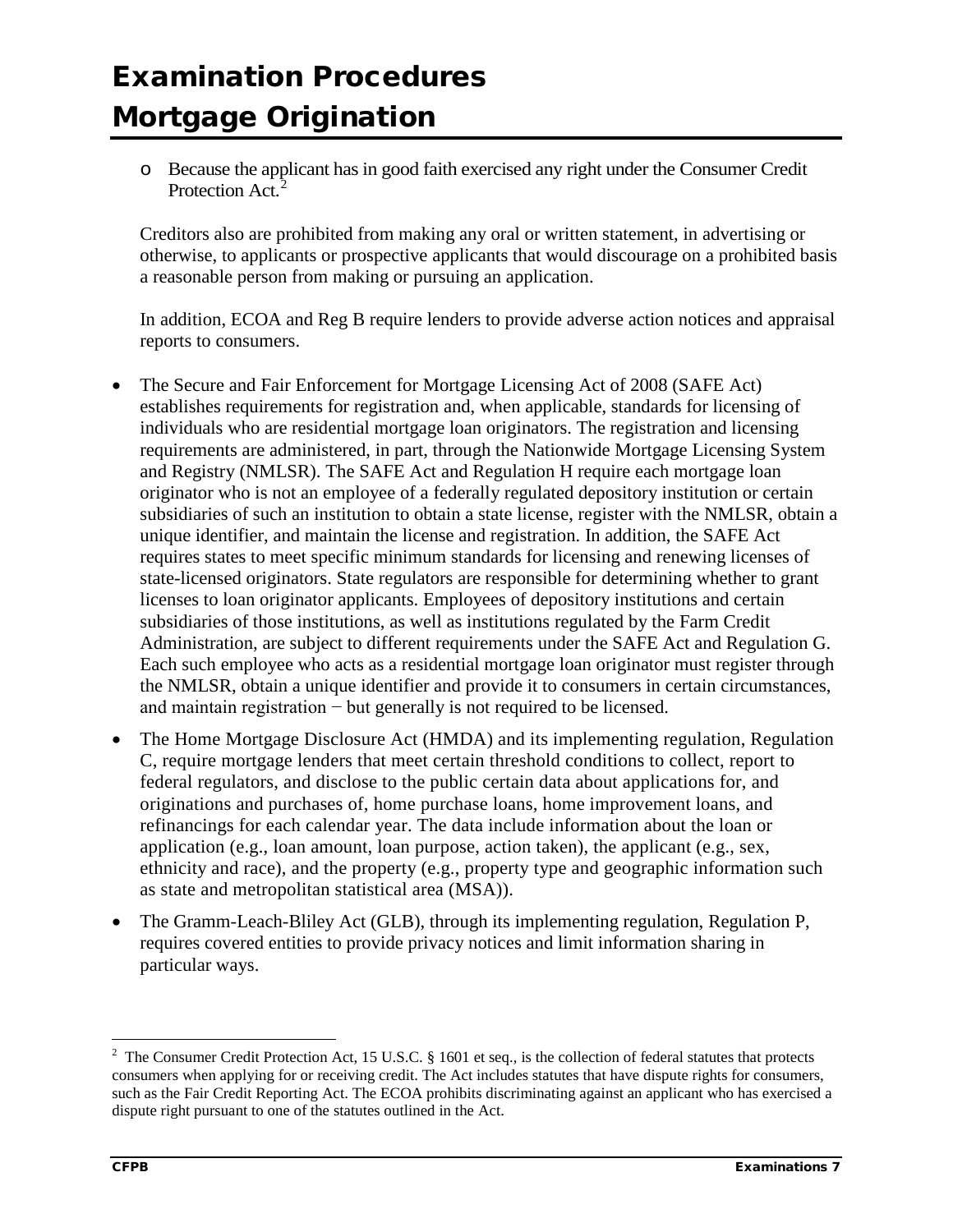- Because the applicant has in good faith exercised any right under the Consumer Credit Protection Act.[2]

Creditors also are prohibited from making any oral or written statement, in advertising or otherwise, to applicants or prospective applicants that would discourage on a prohibited basis a reasonable person from making or pursuing an application.

In addition, ECOA and Reg B require lenders to provide adverse action notices and appraisal reports to consumers.

- The Secure and Fair Enforcement for Mortgage Licensing Act of 2008 (SAFE Act) establishes requirements for registration and, when applicable, standards for licensing of individuals who are residential mortgage loan originators. The registration and licensing requirements are administered, in part, through the Nationwide Mortgage Licensing System and Registry (NMLSR). The SAFE Act and Regulation H require each mortgage loan originator who is not an employee of a federally regulated depository institution or certain subsidiaries of such an institution to obtain a state license, register with the NMLSR, obtain a unique identifier, and maintain the license and registration. In addition, the SAFE Act requires states to meet specific minimum standards for licensing and renewing licenses of state-licensed originators. State regulators are responsible for determining whether to grant licenses to loan originator applicants. Employees of depository institutions and certain subsidiaries of those institutions, as well as institutions regulated by the Farm Credit Administration, are subject to different requirements under the SAFE Act and Regulation G. Each such employee who acts as a residential mortgage loan originator must register through the NMLSR, obtain a unique identifier and provide it to consumers in certain circumstances, and maintain registration − but generally is not required to be licensed.
- The Home Mortgage Disclosure Act (HMDA) and its implementing regulation, Regulation C, require mortgage lenders that meet certain threshold conditions to collect, report to federal regulators, and disclose to the public certain data about applications for, and originations and purchases of, home purchase loans, home improvement loans, and refinancings for each calendar year. The data include information about the loan or application (e.g., loan amount, loan purpose, action taken), the applicant (e.g., sex, ethnicity and race), and the property (e.g., property type and geographic information such as state and metropolitan statistical area (MSA)).
- The Gramm-Leach-Bliley Act (GLB), through its implementing regulation, Regulation P, requires covered entities to provide privacy notices and limit information sharing in particular ways.

---

[2] The Consumer Credit Protection Act, 15 U.S.C. § 1601 et seq., is the collection of federal statutes that protects consumers when applying for or receiving credit. The Act includes statutes that have dispute rights for consumers, such as the Fair Credit Reporting Act. The ECOA prohibits discriminating against an applicant who has exercised a dispute right pursuant to one of the statutes outlined in the Act.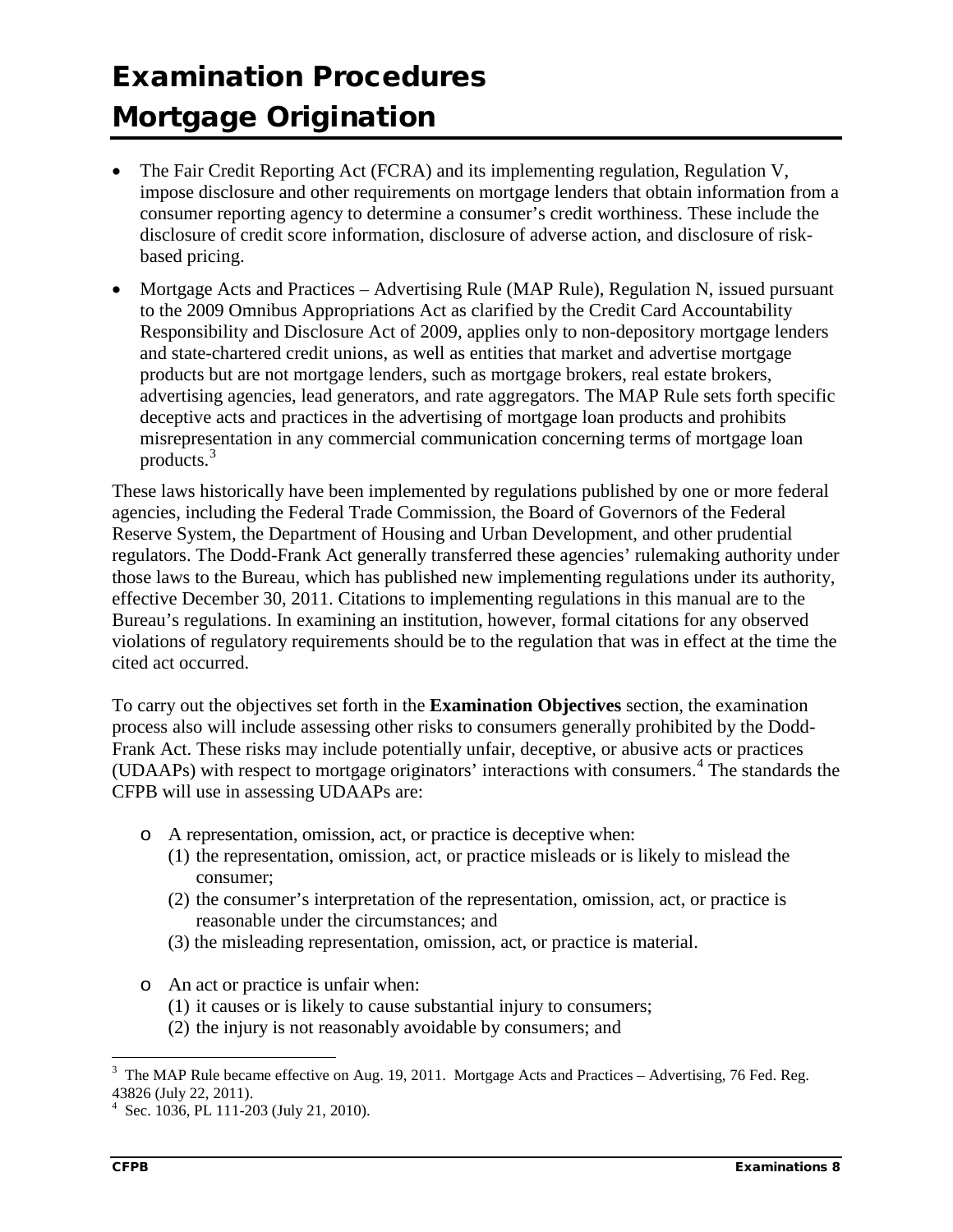- The Fair Credit Reporting Act (FCRA) and its implementing regulation, Regulation V, impose disclosure and other requirements on mortgage lenders that obtain information from a consumer reporting agency to determine a consumer's credit worthiness. These include the disclosure of credit score information, disclosure of adverse action, and disclosure of risk-based pricing.
- Mortgage Acts and Practices – Advertising Rule (MAP Rule), Regulation N, issued pursuant to the 2009 Omnibus Appropriations Act as clarified by the Credit Card Accountability Responsibility and Disclosure Act of 2009, applies only to non-depository mortgage lenders and state-chartered credit unions, as well as entities that market and advertise mortgage products but are not mortgage lenders, such as mortgage brokers, real estate brokers, advertising agencies, lead generators, and rate aggregators. The MAP Rule sets forth specific deceptive acts and practices in the advertising of mortgage loan products and prohibits misrepresentation in any commercial communication concerning terms of mortgage loan products.[3]

These laws historically have been implemented by regulations published by one or more federal agencies, including the Federal Trade Commission, the Board of Governors of the Federal Reserve System, the Department of Housing and Urban Development, and other prudential regulators. The Dodd-Frank Act generally transferred these agencies' rulemaking authority under those laws to the Bureau, which has published new implementing regulations under its authority, effective December 30, 2011. Citations to implementing regulations in this manual are to the Bureau's regulations. In examining an institution, however, formal citations for any observed violations of regulatory requirements should be to the regulation that was in effect at the time the cited act occurred.

To carry out the objectives set forth in the **Examination Objectives** section, the examination process also will include assessing other risks to consumers generally prohibited by the Dodd-Frank Act. These risks may include potentially unfair, deceptive, or abusive acts or practices (UDAAPs) with respect to mortgage originators' interactions with consumers.[4] The standards the CFPB will use in assessing UDAAPs are:

- A representation, omission, act, or practice is deceptive when:
  (1) the representation, omission, act, or practice misleads or is likely to mislead the consumer;
  (2) the consumer's interpretation of the representation, omission, act, or practice is reasonable under the circumstances; and
  (3) the misleading representation, omission, act, or practice is material.

- An act or practice is unfair when:
  (1) it causes or is likely to cause substantial injury to consumers;
  (2) the injury is not reasonably avoidable by consumers; and

---

[3] The MAP Rule became effective on Aug. 19, 2011. Mortgage Acts and Practices – Advertising, 76 Fed. Reg. 43826 (July 22, 2011).

[4] Sec. 1036, PL 111-203 (July 21, 2010).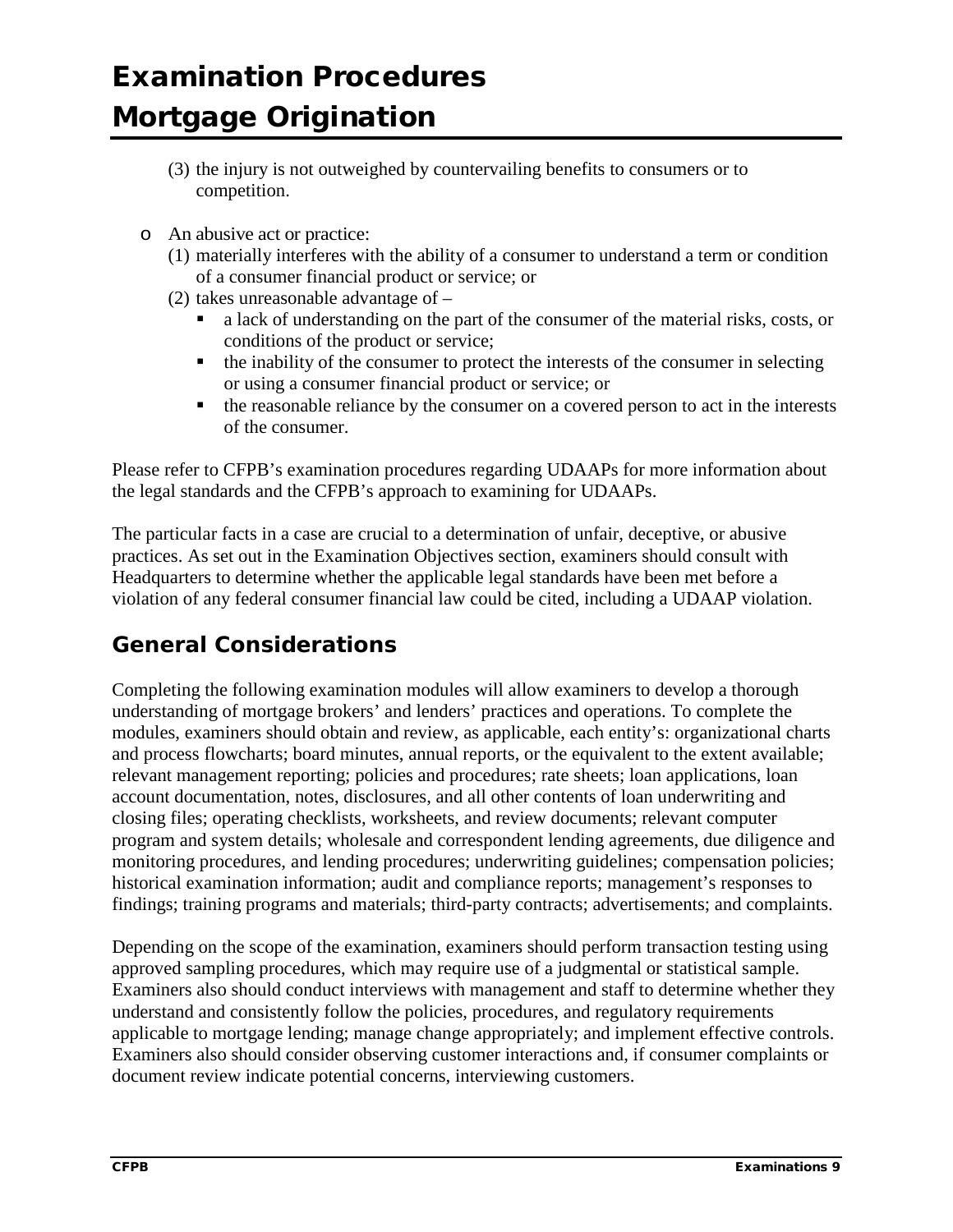(3) the injury is not outweighed by countervailing benefits to consumers or to competition.

- An abusive act or practice:
  (1) materially interferes with the ability of a consumer to understand a term or condition of a consumer financial product or service; or
  (2) takes unreasonable advantage of –
    - a lack of understanding on the part of the consumer of the material risks, costs, or conditions of the product or service;
    - the inability of the consumer to protect the interests of the consumer in selecting or using a consumer financial product or service; or
    - the reasonable reliance by the consumer on a covered person to act in the interests of the consumer.

Please refer to CFPB's examination procedures regarding UDAAPs for more information about the legal standards and the CFPB's approach to examining for UDAAPs.

The particular facts in a case are crucial to a determination of unfair, deceptive, or abusive practices. As set out in the Examination Objectives section, examiners should consult with Headquarters to determine whether the applicable legal standards have been met before a violation of any federal consumer financial law could be cited, including a UDAAP violation.

## General Considerations

Completing the following examination modules will allow examiners to develop a thorough understanding of mortgage brokers' and lenders' practices and operations. To complete the modules, examiners should obtain and review, as applicable, each entity's: organizational charts and process flowcharts; board minutes, annual reports, or the equivalent to the extent available; relevant management reporting; policies and procedures; rate sheets; loan applications, loan account documentation, notes, disclosures, and all other contents of loan underwriting and closing files; operating checklists, worksheets, and review documents; relevant computer program and system details; wholesale and correspondent lending agreements, due diligence and monitoring procedures, and lending procedures; underwriting guidelines; compensation policies; historical examination information; audit and compliance reports; management's responses to findings; training programs and materials; third-party contracts; advertisements; and complaints.

Depending on the scope of the examination, examiners should perform transaction testing using approved sampling procedures, which may require use of a judgmental or statistical sample. Examiners also should conduct interviews with management and staff to determine whether they understand and consistently follow the policies, procedures, and regulatory requirements applicable to mortgage lending; manage change appropriately; and implement effective controls. Examiners also should consider observing customer interactions and, if consumer complaints or document review indicate potential concerns, interviewing customers.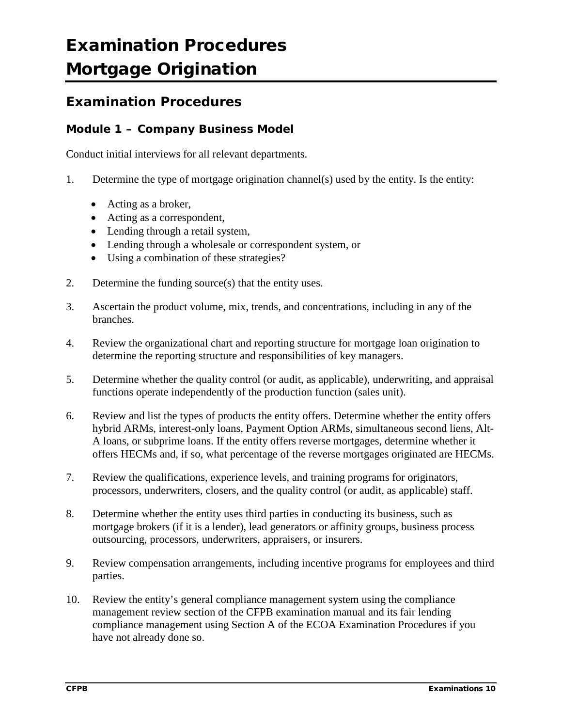# Examination Procedures
# Mortgage Origination

## Examination Procedures

### Module 1 – Company Business Model

Conduct initial interviews for all relevant departments.

1. Determine the type of mortgage origination channel(s) used by the entity. Is the entity:
   - Acting as a broker,
   - Acting as a correspondent,
   - Lending through a retail system,
   - Lending through a wholesale or correspondent system, or
   - Using a combination of these strategies?

2. Determine the funding source(s) that the entity uses.

3. Ascertain the product volume, mix, trends, and concentrations, including in any of the branches.

4. Review the organizational chart and reporting structure for mortgage loan origination to determine the reporting structure and responsibilities of key managers.

5. Determine whether the quality control (or audit, as applicable), underwriting, and appraisal functions operate independently of the production function (sales unit).

6. Review and list the types of products the entity offers. Determine whether the entity offers hybrid ARMs, interest-only loans, Payment Option ARMs, simultaneous second liens, Alt-A loans, or subprime loans. If the entity offers reverse mortgages, determine whether it offers HECMs and, if so, what percentage of the reverse mortgages originated are HECMs.

7. Review the qualifications, experience levels, and training programs for originators, processors, underwriters, closers, and the quality control (or audit, as applicable) staff.

8. Determine whether the entity uses third parties in conducting its business, such as mortgage brokers (if it is a lender), lead generators or affinity groups, business process outsourcing, processors, underwriters, appraisers, or insurers.

9. Review compensation arrangements, including incentive programs for employees and third parties.

10. Review the entity's general compliance management system using the compliance management review section of the CFPB examination manual and its fair lending compliance management using Section A of the ECOA Examination Procedures if you have not already done so.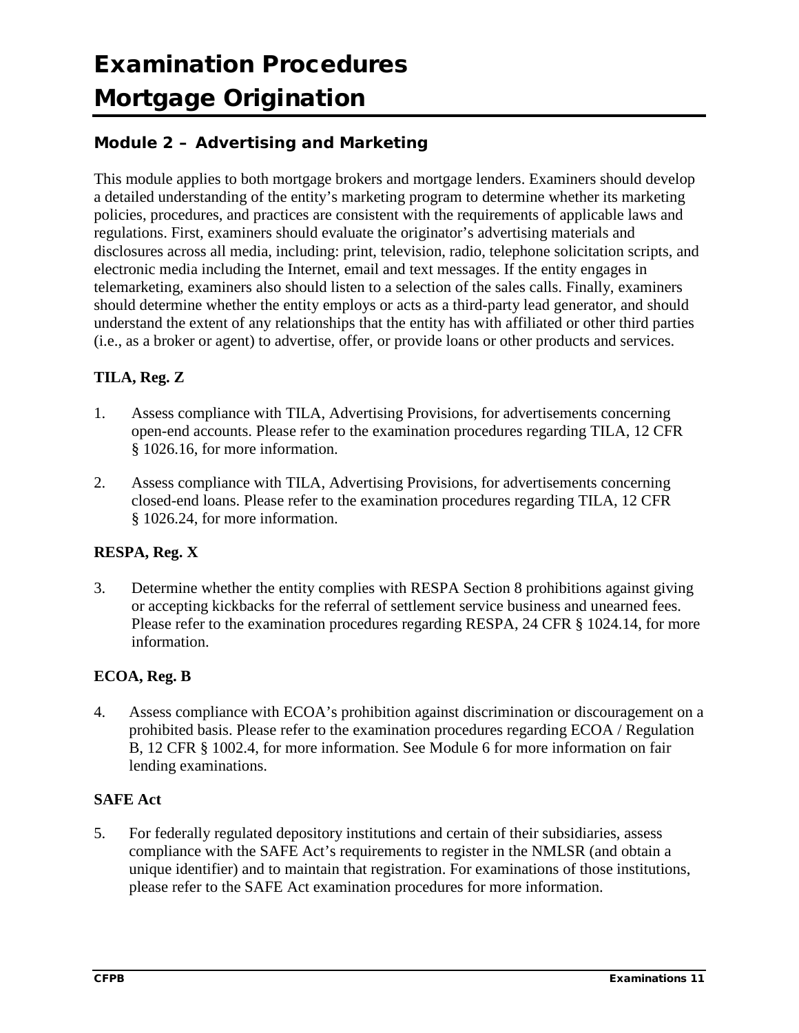# Examination Procedures Mortgage Origination

## Module 2 – Advertising and Marketing

This module applies to both mortgage brokers and mortgage lenders. Examiners should develop a detailed understanding of the entity's marketing program to determine whether its marketing policies, procedures, and practices are consistent with the requirements of applicable laws and regulations. First, examiners should evaluate the originator's advertising materials and disclosures across all media, including: print, television, radio, telephone solicitation scripts, and electronic media including the Internet, email and text messages. If the entity engages in telemarketing, examiners also should listen to a selection of the sales calls. Finally, examiners should determine whether the entity employs or acts as a third-party lead generator, and should understand the extent of any relationships that the entity has with affiliated or other third parties (i.e., as a broker or agent) to advertise, offer, or provide loans or other products and services.

### TILA, Reg. Z

1. Assess compliance with TILA, Advertising Provisions, for advertisements concerning open-end accounts. Please refer to the examination procedures regarding TILA, 12 CFR § 1026.16, for more information.

2. Assess compliance with TILA, Advertising Provisions, for advertisements concerning closed-end loans. Please refer to the examination procedures regarding TILA, 12 CFR § 1026.24, for more information.

### RESPA, Reg. X

3. Determine whether the entity complies with RESPA Section 8 prohibitions against giving or accepting kickbacks for the referral of settlement service business and unearned fees. Please refer to the examination procedures regarding RESPA, 24 CFR § 1024.14, for more information.

### ECOA, Reg. B

4. Assess compliance with ECOA's prohibition against discrimination or discouragement on a prohibited basis. Please refer to the examination procedures regarding ECOA / Regulation B, 12 CFR § 1002.4, for more information. See Module 6 for more information on fair lending examinations.

### SAFE Act

5. For federally regulated depository institutions and certain of their subsidiaries, assess compliance with the SAFE Act's requirements to register in the NMLSR (and obtain a unique identifier) and to maintain that registration. For examinations of those institutions, please refer to the SAFE Act examination procedures for more information.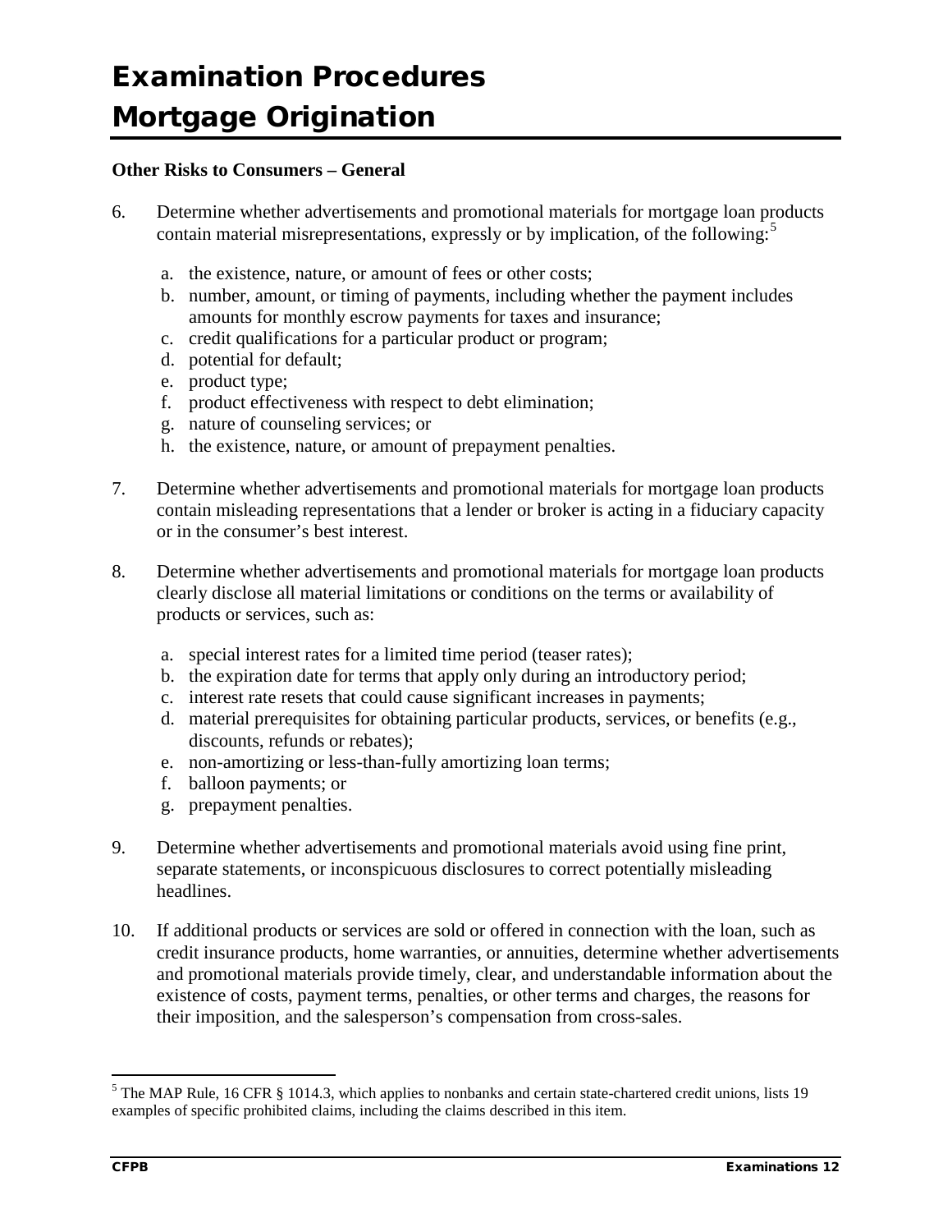# Examination Procedures
# Mortgage Origination

**Other Risks to Consumers – General**

6. Determine whether advertisements and promotional materials for mortgage loan products contain material misrepresentations, expressly or by implication, of the following:[5]

   a. the existence, nature, or amount of fees or other costs;
   b. number, amount, or timing of payments, including whether the payment includes amounts for monthly escrow payments for taxes and insurance;
   c. credit qualifications for a particular product or program;
   d. potential for default;
   e. product type;
   f. product effectiveness with respect to debt elimination;
   g. nature of counseling services; or
   h. the existence, nature, or amount of prepayment penalties.

7. Determine whether advertisements and promotional materials for mortgage loan products contain misleading representations that a lender or broker is acting in a fiduciary capacity or in the consumer's best interest.

8. Determine whether advertisements and promotional materials for mortgage loan products clearly disclose all material limitations or conditions on the terms or availability of products or services, such as:

   a. special interest rates for a limited time period (teaser rates);
   b. the expiration date for terms that apply only during an introductory period;
   c. interest rate resets that could cause significant increases in payments;
   d. material prerequisites for obtaining particular products, services, or benefits (e.g., discounts, refunds or rebates);
   e. non-amortizing or less-than-fully amortizing loan terms;
   f. balloon payments; or
   g. prepayment penalties.

9. Determine whether advertisements and promotional materials avoid using fine print, separate statements, or inconspicuous disclosures to correct potentially misleading headlines.

10. If additional products or services are sold or offered in connection with the loan, such as credit insurance products, home warranties, or annuities, determine whether advertisements and promotional materials provide timely, clear, and understandable information about the existence of costs, payment terms, penalties, or other terms and charges, the reasons for their imposition, and the salesperson's compensation from cross-sales.

---

[5] The MAP Rule, 16 CFR § 1014.3, which applies to nonbanks and certain state-chartered credit unions, lists 19 examples of specific prohibited claims, including the claims described in this item.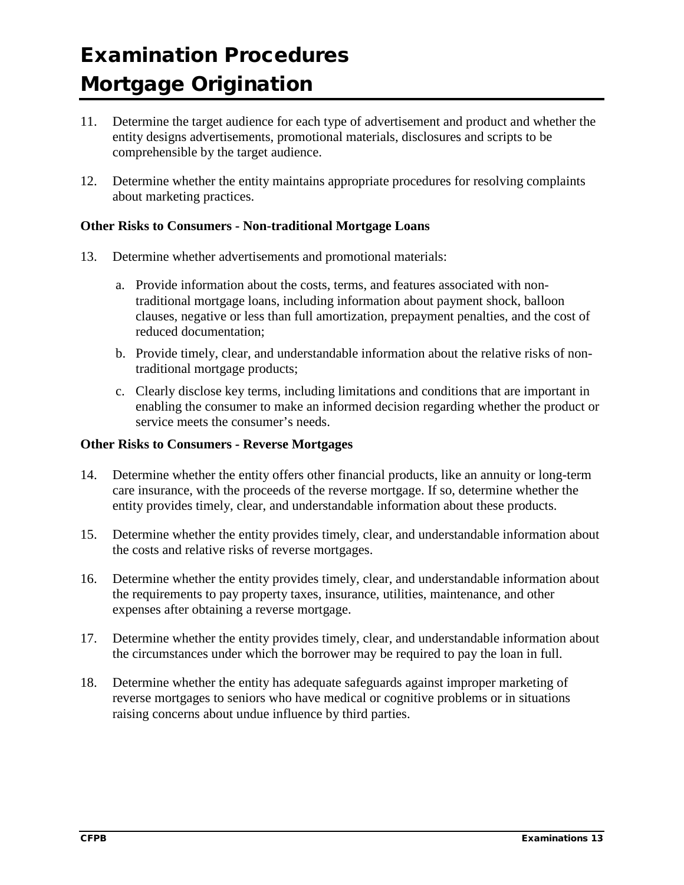# Examination Procedures
# Mortgage Origination

11. Determine the target audience for each type of advertisement and product and whether the entity designs advertisements, promotional materials, disclosures and scripts to be comprehensible by the target audience.

12. Determine whether the entity maintains appropriate procedures for resolving complaints about marketing practices.

**Other Risks to Consumers - Non-traditional Mortgage Loans**

13. Determine whether advertisements and promotional materials:

    a. Provide information about the costs, terms, and features associated with non-traditional mortgage loans, including information about payment shock, balloon clauses, negative or less than full amortization, prepayment penalties, and the cost of reduced documentation;

    b. Provide timely, clear, and understandable information about the relative risks of non-traditional mortgage products;

    c. Clearly disclose key terms, including limitations and conditions that are important in enabling the consumer to make an informed decision regarding whether the product or service meets the consumer's needs.

**Other Risks to Consumers - Reverse Mortgages**

14. Determine whether the entity offers other financial products, like an annuity or long-term care insurance, with the proceeds of the reverse mortgage. If so, determine whether the entity provides timely, clear, and understandable information about these products.

15. Determine whether the entity provides timely, clear, and understandable information about the costs and relative risks of reverse mortgages.

16. Determine whether the entity provides timely, clear, and understandable information about the requirements to pay property taxes, insurance, utilities, maintenance, and other expenses after obtaining a reverse mortgage.

17. Determine whether the entity provides timely, clear, and understandable information about the circumstances under which the borrower may be required to pay the loan in full.

18. Determine whether the entity has adequate safeguards against improper marketing of reverse mortgages to seniors who have medical or cognitive problems or in situations raising concerns about undue influence by third parties.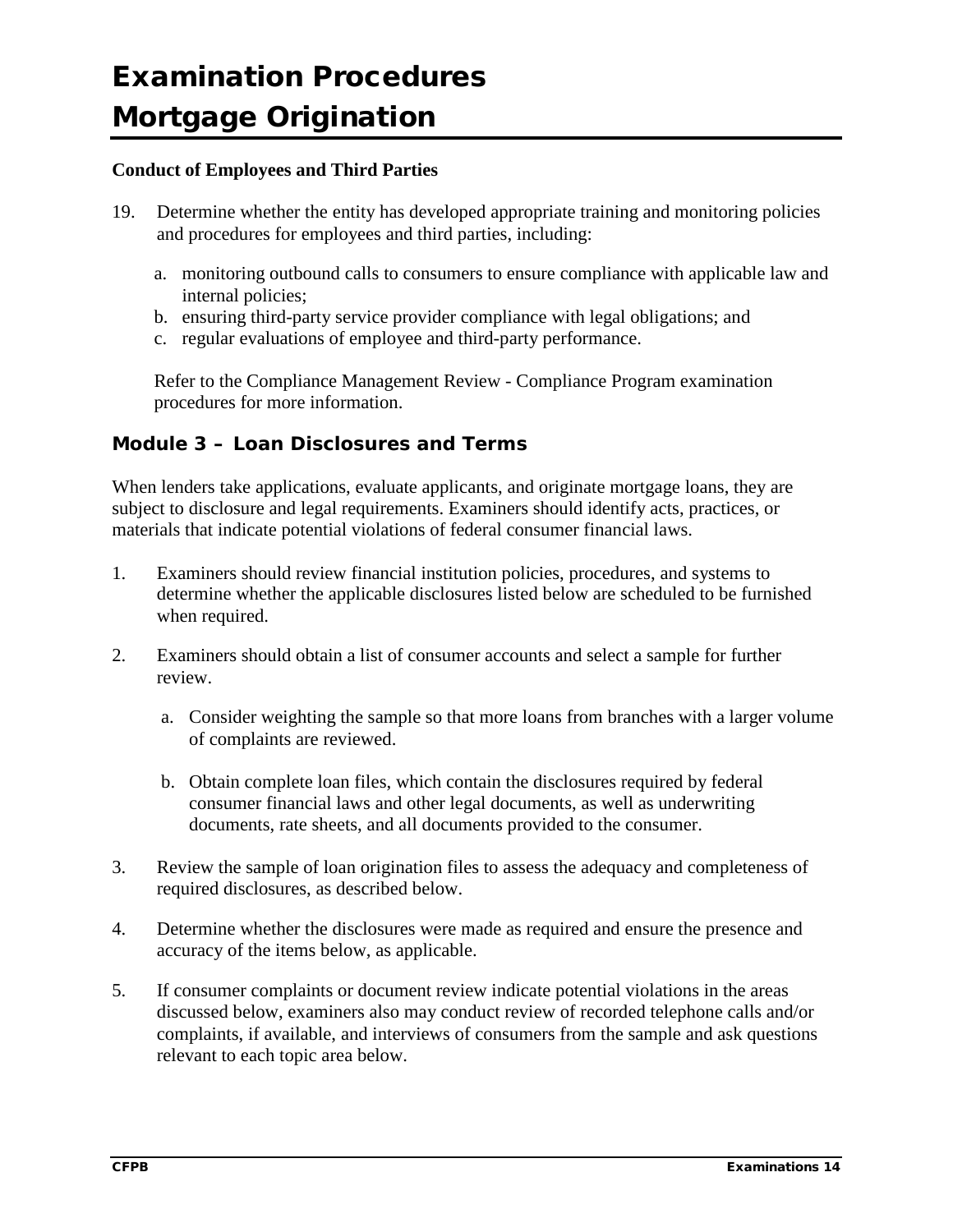# Examination Procedures Mortgage Origination

**Conduct of Employees and Third Parties**

19. Determine whether the entity has developed appropriate training and monitoring policies and procedures for employees and third parties, including:

    a. monitoring outbound calls to consumers to ensure compliance with applicable law and internal policies;
    b. ensuring third-party service provider compliance with legal obligations; and
    c. regular evaluations of employee and third-party performance.

    Refer to the Compliance Management Review - Compliance Program examination procedures for more information.

### Module 3 – Loan Disclosures and Terms

When lenders take applications, evaluate applicants, and originate mortgage loans, they are subject to disclosure and legal requirements. Examiners should identify acts, practices, or materials that indicate potential violations of federal consumer financial laws.

1. Examiners should review financial institution policies, procedures, and systems to determine whether the applicable disclosures listed below are scheduled to be furnished when required.

2. Examiners should obtain a list of consumer accounts and select a sample for further review.

    a. Consider weighting the sample so that more loans from branches with a larger volume of complaints are reviewed.

    b. Obtain complete loan files, which contain the disclosures required by federal consumer financial laws and other legal documents, as well as underwriting documents, rate sheets, and all documents provided to the consumer.

3. Review the sample of loan origination files to assess the adequacy and completeness of required disclosures, as described below.

4. Determine whether the disclosures were made as required and ensure the presence and accuracy of the items below, as applicable.

5. If consumer complaints or document review indicate potential violations in the areas discussed below, examiners also may conduct review of recorded telephone calls and/or complaints, if available, and interviews of consumers from the sample and ask questions relevant to each topic area below.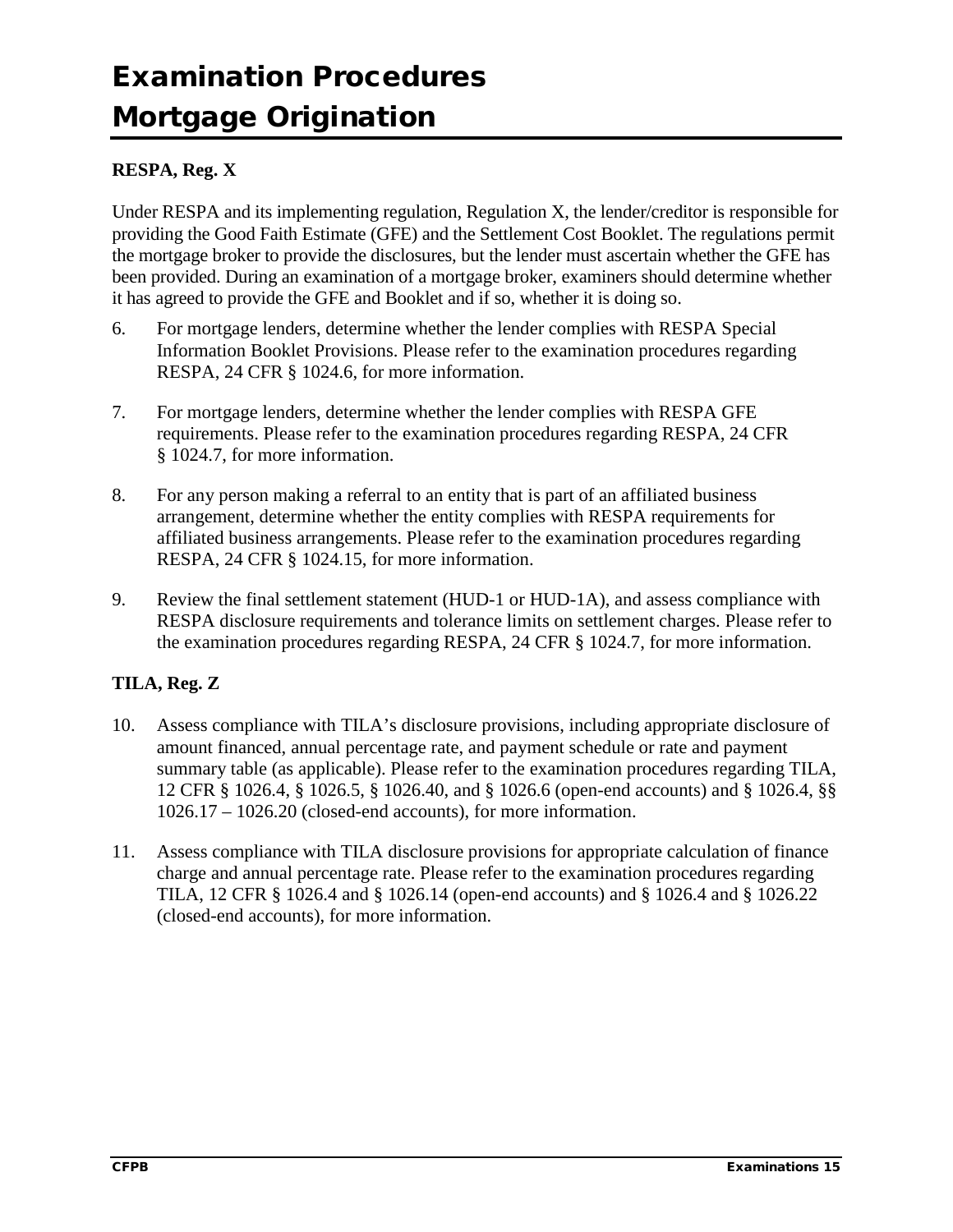# Examination Procedures
# Mortgage Origination

**RESPA, Reg. X**

Under RESPA and its implementing regulation, Regulation X, the lender/creditor is responsible for providing the Good Faith Estimate (GFE) and the Settlement Cost Booklet. The regulations permit the mortgage broker to provide the disclosures, but the lender must ascertain whether the GFE has been provided. During an examination of a mortgage broker, examiners should determine whether it has agreed to provide the GFE and Booklet and if so, whether it is doing so.

6. For mortgage lenders, determine whether the lender complies with RESPA Special Information Booklet Provisions. Please refer to the examination procedures regarding RESPA, 24 CFR § 1024.6, for more information.

7. For mortgage lenders, determine whether the lender complies with RESPA GFE requirements. Please refer to the examination procedures regarding RESPA, 24 CFR § 1024.7, for more information.

8. For any person making a referral to an entity that is part of an affiliated business arrangement, determine whether the entity complies with RESPA requirements for affiliated business arrangements. Please refer to the examination procedures regarding RESPA, 24 CFR § 1024.15, for more information.

9. Review the final settlement statement (HUD-1 or HUD-1A), and assess compliance with RESPA disclosure requirements and tolerance limits on settlement charges. Please refer to the examination procedures regarding RESPA, 24 CFR § 1024.7, for more information.

**TILA, Reg. Z**

10. Assess compliance with TILA's disclosure provisions, including appropriate disclosure of amount financed, annual percentage rate, and payment schedule or rate and payment summary table (as applicable). Please refer to the examination procedures regarding TILA, 12 CFR § 1026.4, § 1026.5, § 1026.40, and § 1026.6 (open-end accounts) and § 1026.4, §§ 1026.17 – 1026.20 (closed-end accounts), for more information.

11. Assess compliance with TILA disclosure provisions for appropriate calculation of finance charge and annual percentage rate. Please refer to the examination procedures regarding TILA, 12 CFR § 1026.4 and § 1026.14 (open-end accounts) and § 1026.4 and § 1026.22 (closed-end accounts), for more information.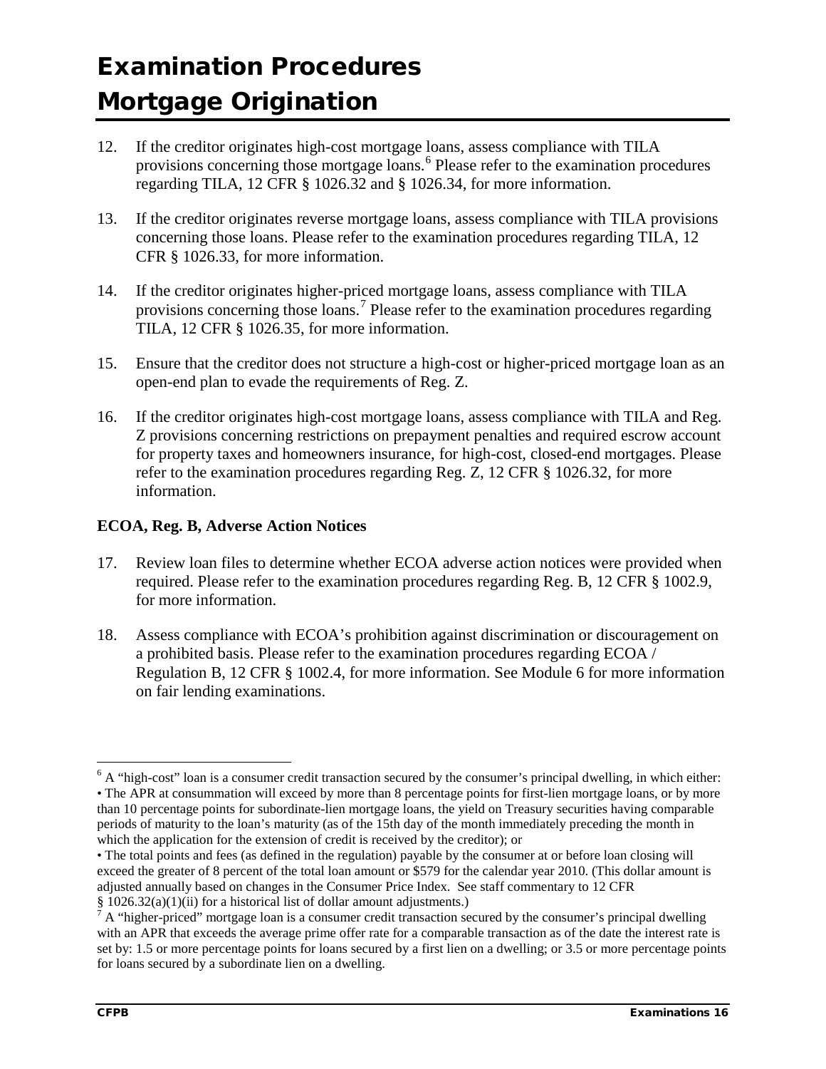12. If the creditor originates high-cost mortgage loans, assess compliance with TILA provisions concerning those mortgage loans.[6] Please refer to the examination procedures regarding TILA, 12 CFR § 1026.32 and § 1026.34, for more information.

13. If the creditor originates reverse mortgage loans, assess compliance with TILA provisions concerning those loans. Please refer to the examination procedures regarding TILA, 12 CFR § 1026.33, for more information.

14. If the creditor originates higher-priced mortgage loans, assess compliance with TILA provisions concerning those loans.[7] Please refer to the examination procedures regarding TILA, 12 CFR § 1026.35, for more information.

15. Ensure that the creditor does not structure a high-cost or higher-priced mortgage loan as an open-end plan to evade the requirements of Reg. Z.

16. If the creditor originates high-cost mortgage loans, assess compliance with TILA and Reg. Z provisions concerning restrictions on prepayment penalties and required escrow account for property taxes and homeowners insurance, for high-cost, closed-end mortgages. Please refer to the examination procedures regarding Reg. Z, 12 CFR § 1026.32, for more information.

**ECOA, Reg. B, Adverse Action Notices**

17. Review loan files to determine whether ECOA adverse action notices were provided when required. Please refer to the examination procedures regarding Reg. B, 12 CFR § 1002.9, for more information.

18. Assess compliance with ECOA's prohibition against discrimination or discouragement on a prohibited basis. Please refer to the examination procedures regarding ECOA / Regulation B, 12 CFR § 1002.4, for more information. See Module 6 for more information on fair lending examinations.

---

[6] A "high-cost" loan is a consumer credit transaction secured by the consumer's principal dwelling, in which either:
• The APR at consummation will exceed by more than 8 percentage points for first-lien mortgage loans, or by more than 10 percentage points for subordinate-lien mortgage loans, the yield on Treasury securities having comparable periods of maturity to the loan's maturity (as of the 15th day of the month immediately preceding the month in which the application for the extension of credit is received by the creditor); or
• The total points and fees (as defined in the regulation) payable by the consumer at or before loan closing will exceed the greater of 8 percent of the total loan amount or $579 for the calendar year 2010. (This dollar amount is adjusted annually based on changes in the Consumer Price Index. See staff commentary to 12 CFR § 1026.32(a)(1)(ii) for a historical list of dollar amount adjustments.)

[7] A "higher-priced" mortgage loan is a consumer credit transaction secured by the consumer's principal dwelling with an APR that exceeds the average prime offer rate for a comparable transaction as of the date the interest rate is set by: 1.5 or more percentage points for loans secured by a first lien on a dwelling; or 3.5 or more percentage points for loans secured by a subordinate lien on a dwelling.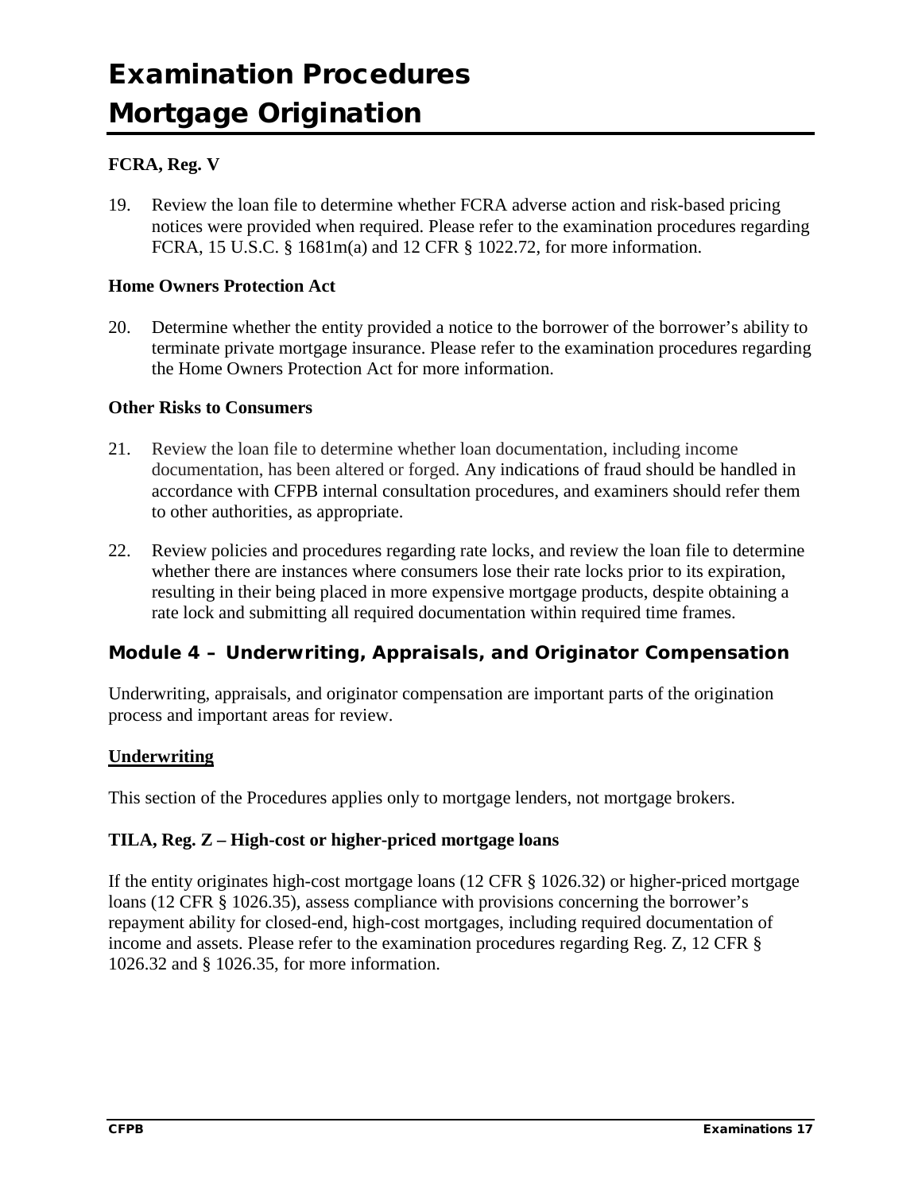# Examination Procedures
# Mortgage Origination

**FCRA, Reg. V**

19. Review the loan file to determine whether FCRA adverse action and risk-based pricing notices were provided when required. Please refer to the examination procedures regarding FCRA, 15 U.S.C. § 1681m(a) and 12 CFR § 1022.72, for more information.

**Home Owners Protection Act**

20. Determine whether the entity provided a notice to the borrower of the borrower's ability to terminate private mortgage insurance. Please refer to the examination procedures regarding the Home Owners Protection Act for more information.

**Other Risks to Consumers**

21. Review the loan file to determine whether loan documentation, including income documentation, has been altered or forged. Any indications of fraud should be handled in accordance with CFPB internal consultation procedures, and examiners should refer them to other authorities, as appropriate.

22. Review policies and procedures regarding rate locks, and review the loan file to determine whether there are instances where consumers lose their rate locks prior to its expiration, resulting in their being placed in more expensive mortgage products, despite obtaining a rate lock and submitting all required documentation within required time frames.

## Module 4 – Underwriting, Appraisals, and Originator Compensation

Underwriting, appraisals, and originator compensation are important parts of the origination process and important areas for review.

**Underwriting**

This section of the Procedures applies only to mortgage lenders, not mortgage brokers.

**TILA, Reg. Z – High-cost or higher-priced mortgage loans**

If the entity originates high-cost mortgage loans (12 CFR § 1026.32) or higher-priced mortgage loans (12 CFR § 1026.35), assess compliance with provisions concerning the borrower's repayment ability for closed-end, high-cost mortgages, including required documentation of income and assets. Please refer to the examination procedures regarding Reg. Z, 12 CFR § 1026.32 and § 1026.35, for more information.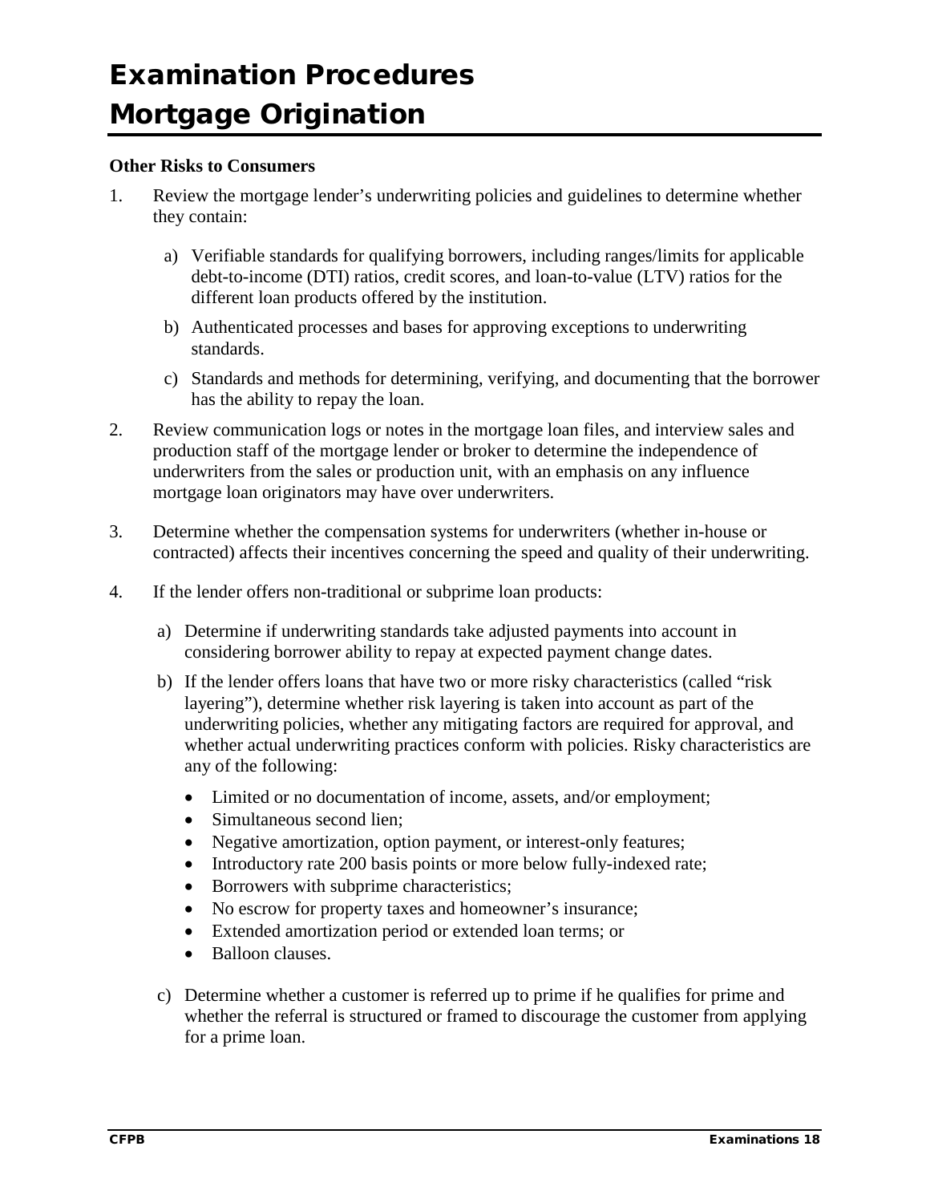# Examination Procedures
# Mortgage Origination

**Other Risks to Consumers**

1. Review the mortgage lender's underwriting policies and guidelines to determine whether they contain:

   a) Verifiable standards for qualifying borrowers, including ranges/limits for applicable debt-to-income (DTI) ratios, credit scores, and loan-to-value (LTV) ratios for the different loan products offered by the institution.

   b) Authenticated processes and bases for approving exceptions to underwriting standards.

   c) Standards and methods for determining, verifying, and documenting that the borrower has the ability to repay the loan.

2. Review communication logs or notes in the mortgage loan files, and interview sales and production staff of the mortgage lender or broker to determine the independence of underwriters from the sales or production unit, with an emphasis on any influence mortgage loan originators may have over underwriters.

3. Determine whether the compensation systems for underwriters (whether in-house or contracted) affects their incentives concerning the speed and quality of their underwriting.

4. If the lender offers non-traditional or subprime loan products:

   a) Determine if underwriting standards take adjusted payments into account in considering borrower ability to repay at expected payment change dates.

   b) If the lender offers loans that have two or more risky characteristics (called "risk layering"), determine whether risk layering is taken into account as part of the underwriting policies, whether any mitigating factors are required for approval, and whether actual underwriting practices conform with policies. Risky characteristics are any of the following:

      - Limited or no documentation of income, assets, and/or employment;
      - Simultaneous second lien;
      - Negative amortization, option payment, or interest-only features;
      - Introductory rate 200 basis points or more below fully-indexed rate;
      - Borrowers with subprime characteristics;
      - No escrow for property taxes and homeowner's insurance;
      - Extended amortization period or extended loan terms; or
      - Balloon clauses.

   c) Determine whether a customer is referred up to prime if he qualifies for prime and whether the referral is structured or framed to discourage the customer from applying for a prime loan.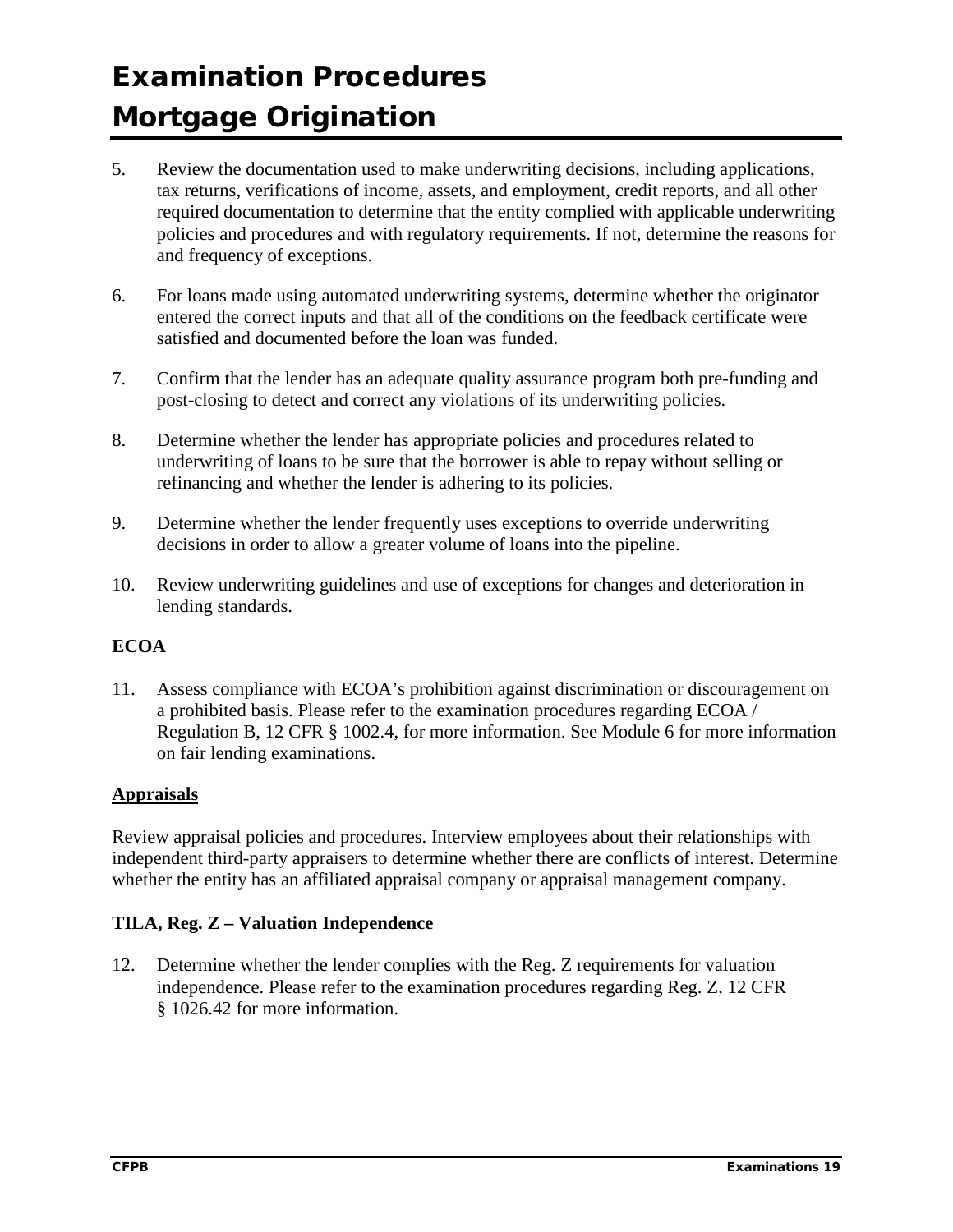5. Review the documentation used to make underwriting decisions, including applications, tax returns, verifications of income, assets, and employment, credit reports, and all other required documentation to determine that the entity complied with applicable underwriting policies and procedures and with regulatory requirements. If not, determine the reasons for and frequency of exceptions.

6. For loans made using automated underwriting systems, determine whether the originator entered the correct inputs and that all of the conditions on the feedback certificate were satisfied and documented before the loan was funded.

7. Confirm that the lender has an adequate quality assurance program both pre-funding and post-closing to detect and correct any violations of its underwriting policies.

8. Determine whether the lender has appropriate policies and procedures related to underwriting of loans to be sure that the borrower is able to repay without selling or refinancing and whether the lender is adhering to its policies.

9. Determine whether the lender frequently uses exceptions to override underwriting decisions in order to allow a greater volume of loans into the pipeline.

10. Review underwriting guidelines and use of exceptions for changes and deterioration in lending standards.

**ECOA**

11. Assess compliance with ECOA's prohibition against discrimination or discouragement on a prohibited basis. Please refer to the examination procedures regarding ECOA / Regulation B, 12 CFR § 1002.4, for more information. See Module 6 for more information on fair lending examinations.

**<u>Appraisals</u>**

Review appraisal policies and procedures. Interview employees about their relationships with independent third-party appraisers to determine whether there are conflicts of interest. Determine whether the entity has an affiliated appraisal company or appraisal management company.

**TILA, Reg. Z – Valuation Independence**

12. Determine whether the lender complies with the Reg. Z requirements for valuation independence. Please refer to the examination procedures regarding Reg. Z, 12 CFR § 1026.42 for more information.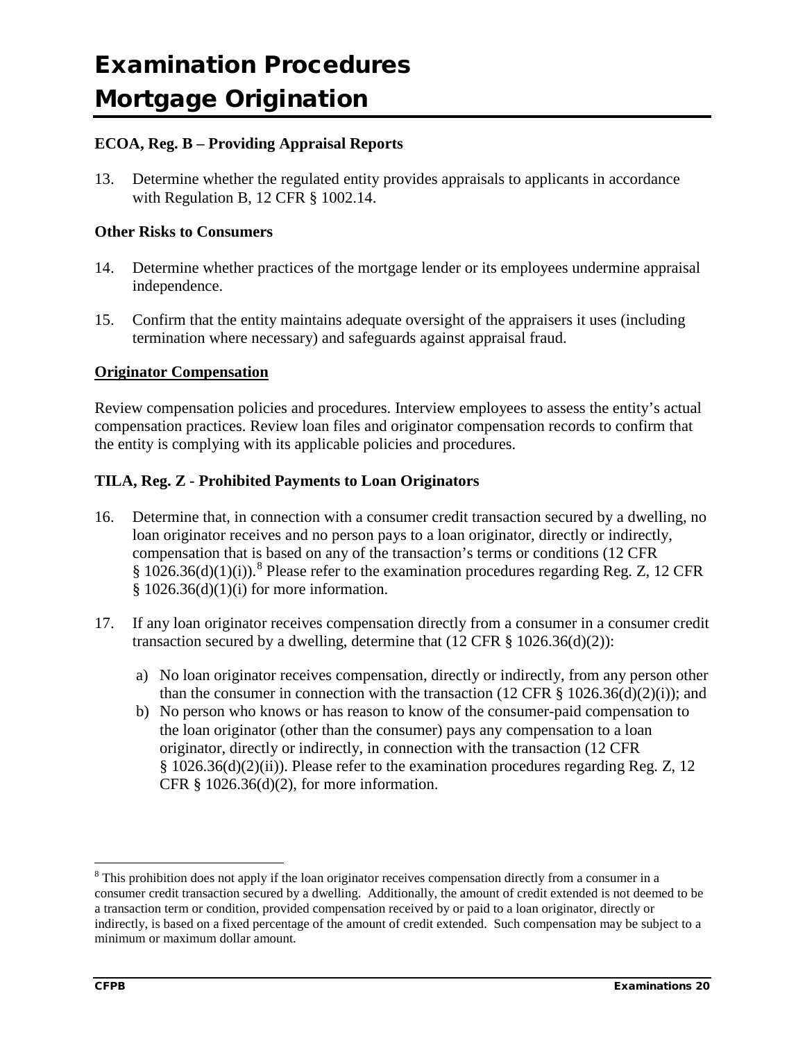# Examination Procedures Mortgage Origination

### ECOA, Reg. B – Providing Appraisal Reports

13. Determine whether the regulated entity provides appraisals to applicants in accordance with Regulation B, 12 CFR § 1002.14.

### Other Risks to Consumers

14. Determine whether practices of the mortgage lender or its employees undermine appraisal independence.

15. Confirm that the entity maintains adequate oversight of the appraisers it uses (including termination where necessary) and safeguards against appraisal fraud.

## Originator Compensation

Review compensation policies and procedures. Interview employees to assess the entity's actual compensation practices. Review loan files and originator compensation records to confirm that the entity is complying with its applicable policies and procedures.

### TILA, Reg. Z - Prohibited Payments to Loan Originators

16. Determine that, in connection with a consumer credit transaction secured by a dwelling, no loan originator receives and no person pays to a loan originator, directly or indirectly, compensation that is based on any of the transaction's terms or conditions (12 CFR § 1026.36(d)(1)(i)).[8] Please refer to the examination procedures regarding Reg. Z, 12 CFR § 1026.36(d)(1)(i) for more information.

17. If any loan originator receives compensation directly from a consumer in a consumer credit transaction secured by a dwelling, determine that (12 CFR § 1026.36(d)(2)):

    a) No loan originator receives compensation, directly or indirectly, from any person other than the consumer in connection with the transaction (12 CFR § 1026.36(d)(2)(i)); and
    b) No person who knows or has reason to know of the consumer-paid compensation to the loan originator (other than the consumer) pays any compensation to a loan originator, directly or indirectly, in connection with the transaction (12 CFR § 1026.36(d)(2)(ii)). Please refer to the examination procedures regarding Reg. Z, 12 CFR § 1026.36(d)(2), for more information.

---

[8] This prohibition does not apply if the loan originator receives compensation directly from a consumer in a consumer credit transaction secured by a dwelling. Additionally, the amount of credit extended is not deemed to be a transaction term or condition, provided compensation received by or paid to a loan originator, directly or indirectly, is based on a fixed percentage of the amount of credit extended. Such compensation may be subject to a minimum or maximum dollar amount.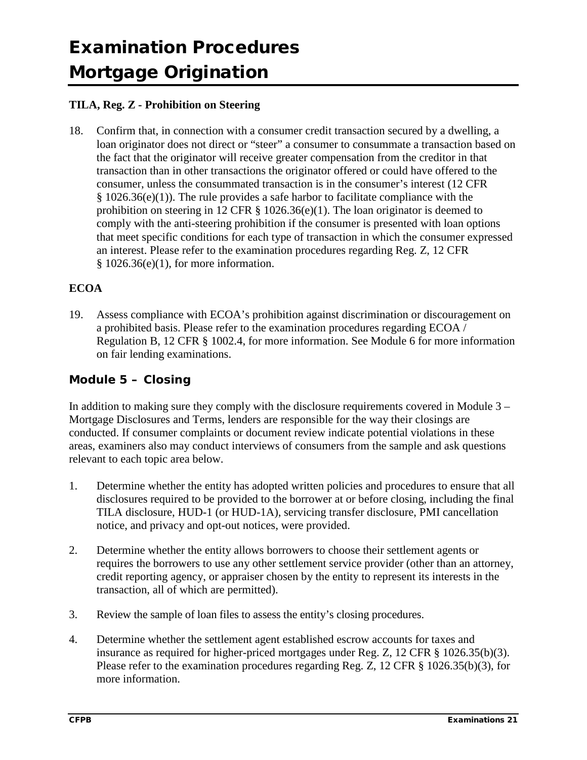# Examination Procedures
# Mortgage Origination

**TILA, Reg. Z - Prohibition on Steering**

18. Confirm that, in connection with a consumer credit transaction secured by a dwelling, a loan originator does not direct or "steer" a consumer to consummate a transaction based on the fact that the originator will receive greater compensation from the creditor in that transaction than in other transactions the originator offered or could have offered to the consumer, unless the consummated transaction is in the consumer's interest (12 CFR § 1026.36(e)(1)). The rule provides a safe harbor to facilitate compliance with the prohibition on steering in 12 CFR § 1026.36(e)(1). The loan originator is deemed to comply with the anti-steering prohibition if the consumer is presented with loan options that meet specific conditions for each type of transaction in which the consumer expressed an interest. Please refer to the examination procedures regarding Reg. Z, 12 CFR § 1026.36(e)(1), for more information.

**ECOA**

19. Assess compliance with ECOA's prohibition against discrimination or discouragement on a prohibited basis. Please refer to the examination procedures regarding ECOA / Regulation B, 12 CFR § 1002.4, for more information. See Module 6 for more information on fair lending examinations.

### Module 5 – Closing

In addition to making sure they comply with the disclosure requirements covered in Module 3 – Mortgage Disclosures and Terms, lenders are responsible for the way their closings are conducted. If consumer complaints or document review indicate potential violations in these areas, examiners also may conduct interviews of consumers from the sample and ask questions relevant to each topic area below.

1. Determine whether the entity has adopted written policies and procedures to ensure that all disclosures required to be provided to the borrower at or before closing, including the final TILA disclosure, HUD-1 (or HUD-1A), servicing transfer disclosure, PMI cancellation notice, and privacy and opt-out notices, were provided.

2. Determine whether the entity allows borrowers to choose their settlement agents or requires the borrowers to use any other settlement service provider (other than an attorney, credit reporting agency, or appraiser chosen by the entity to represent its interests in the transaction, all of which are permitted).

3. Review the sample of loan files to assess the entity's closing procedures.

4. Determine whether the settlement agent established escrow accounts for taxes and insurance as required for higher-priced mortgages under Reg. Z, 12 CFR § 1026.35(b)(3). Please refer to the examination procedures regarding Reg. Z, 12 CFR § 1026.35(b)(3), for more information.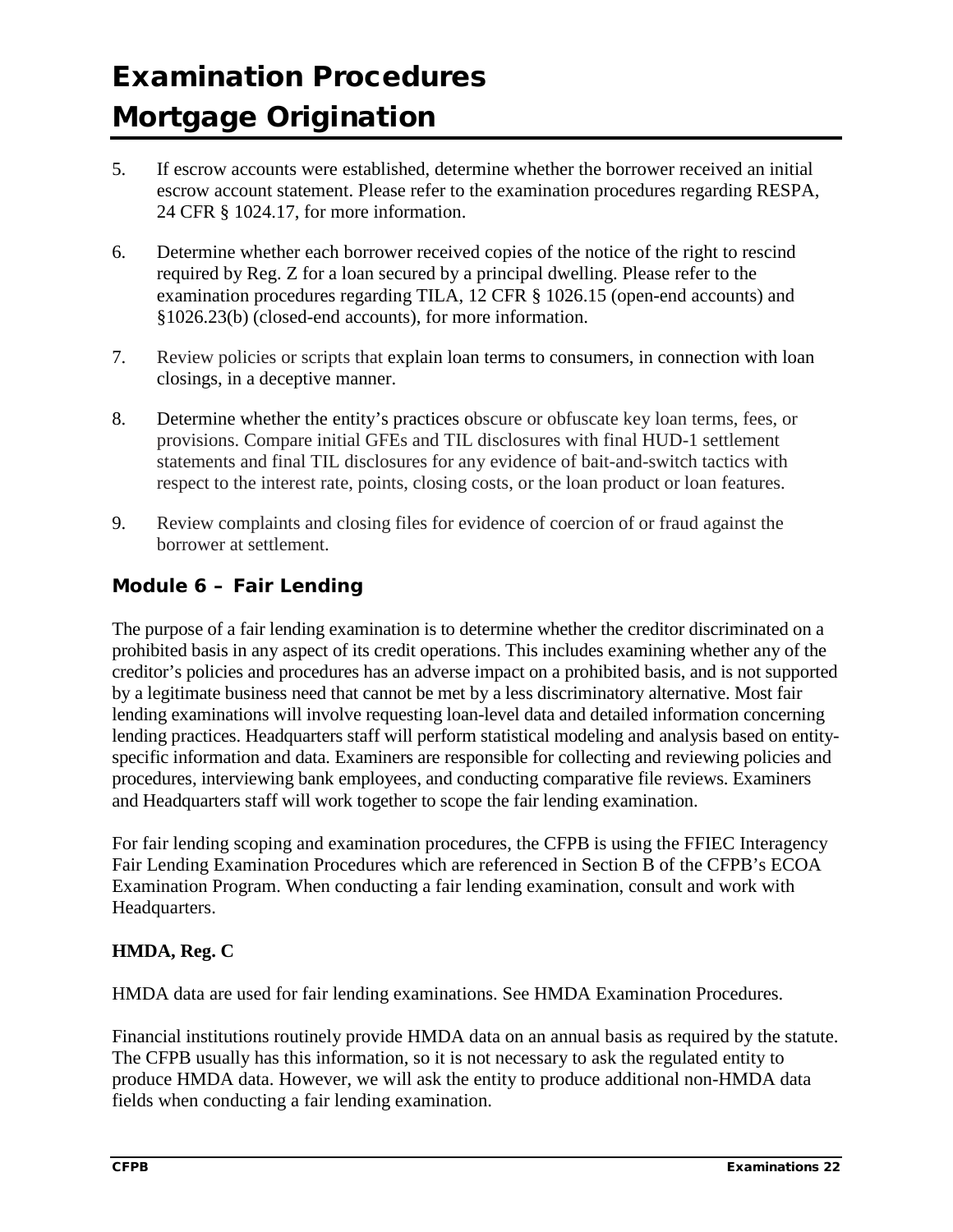5. If escrow accounts were established, determine whether the borrower received an initial escrow account statement. Please refer to the examination procedures regarding RESPA, 24 CFR § 1024.17, for more information.

6. Determine whether each borrower received copies of the notice of the right to rescind required by Reg. Z for a loan secured by a principal dwelling. Please refer to the examination procedures regarding TILA, 12 CFR § 1026.15 (open-end accounts) and §1026.23(b) (closed-end accounts), for more information.

7. Review policies or scripts that explain loan terms to consumers, in connection with loan closings, in a deceptive manner.

8. Determine whether the entity's practices obscure or obfuscate key loan terms, fees, or provisions. Compare initial GFEs and TIL disclosures with final HUD-1 settlement statements and final TIL disclosures for any evidence of bait-and-switch tactics with respect to the interest rate, points, closing costs, or the loan product or loan features.

9. Review complaints and closing files for evidence of coercion of or fraud against the borrower at settlement.

### Module 6 – Fair Lending

The purpose of a fair lending examination is to determine whether the creditor discriminated on a prohibited basis in any aspect of its credit operations. This includes examining whether any of the creditor's policies and procedures has an adverse impact on a prohibited basis, and is not supported by a legitimate business need that cannot be met by a less discriminatory alternative. Most fair lending examinations will involve requesting loan-level data and detailed information concerning lending practices. Headquarters staff will perform statistical modeling and analysis based on entity-specific information and data. Examiners are responsible for collecting and reviewing policies and procedures, interviewing bank employees, and conducting comparative file reviews. Examiners and Headquarters staff will work together to scope the fair lending examination.

For fair lending scoping and examination procedures, the CFPB is using the FFIEC Interagency Fair Lending Examination Procedures which are referenced in Section B of the CFPB's ECOA Examination Program. When conducting a fair lending examination, consult and work with Headquarters.

**HMDA, Reg. C**

HMDA data are used for fair lending examinations. See HMDA Examination Procedures.

Financial institutions routinely provide HMDA data on an annual basis as required by the statute. The CFPB usually has this information, so it is not necessary to ask the regulated entity to produce HMDA data. However, we will ask the entity to produce additional non-HMDA data fields when conducting a fair lending examination.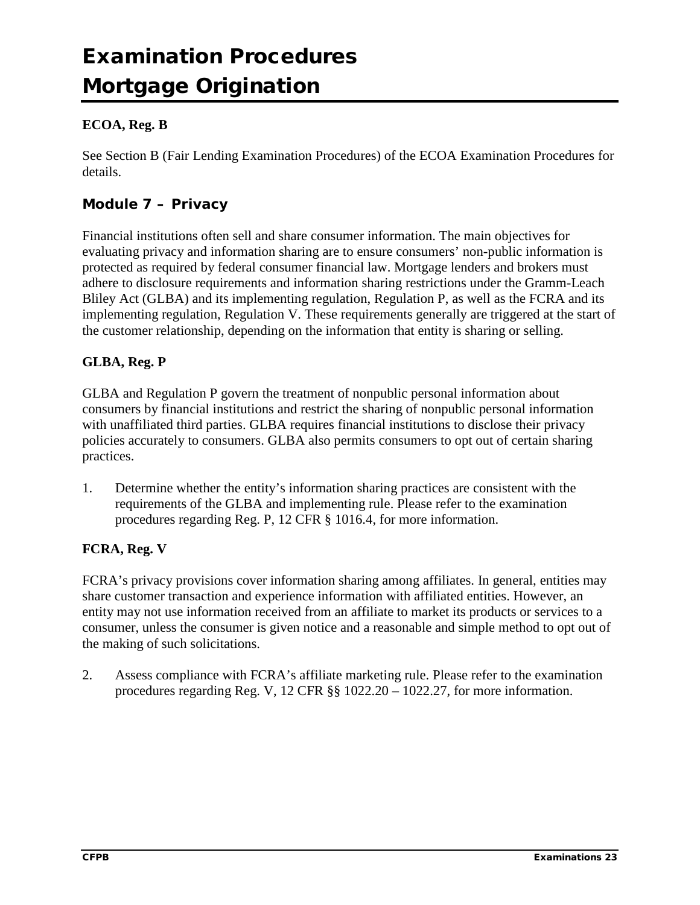# Examination Procedures Mortgage Origination

**ECOA, Reg. B**

See Section B (Fair Lending Examination Procedures) of the ECOA Examination Procedures for details.

### Module 7 – Privacy

Financial institutions often sell and share consumer information. The main objectives for evaluating privacy and information sharing are to ensure consumers' non-public information is protected as required by federal consumer financial law. Mortgage lenders and brokers must adhere to disclosure requirements and information sharing restrictions under the Gramm-Leach Bliley Act (GLBA) and its implementing regulation, Regulation P, as well as the FCRA and its implementing regulation, Regulation V. These requirements generally are triggered at the start of the customer relationship, depending on the information that entity is sharing or selling.

**GLBA, Reg. P**

GLBA and Regulation P govern the treatment of nonpublic personal information about consumers by financial institutions and restrict the sharing of nonpublic personal information with unaffiliated third parties. GLBA requires financial institutions to disclose their privacy policies accurately to consumers. GLBA also permits consumers to opt out of certain sharing practices.

1. Determine whether the entity's information sharing practices are consistent with the requirements of the GLBA and implementing rule. Please refer to the examination procedures regarding Reg. P, 12 CFR § 1016.4, for more information.

**FCRA, Reg. V**

FCRA's privacy provisions cover information sharing among affiliates. In general, entities may share customer transaction and experience information with affiliated entities. However, an entity may not use information received from an affiliate to market its products or services to a consumer, unless the consumer is given notice and a reasonable and simple method to opt out of the making of such solicitations.

2. Assess compliance with FCRA's affiliate marketing rule. Please refer to the examination procedures regarding Reg. V, 12 CFR §§ 1022.20 – 1022.27, for more information.